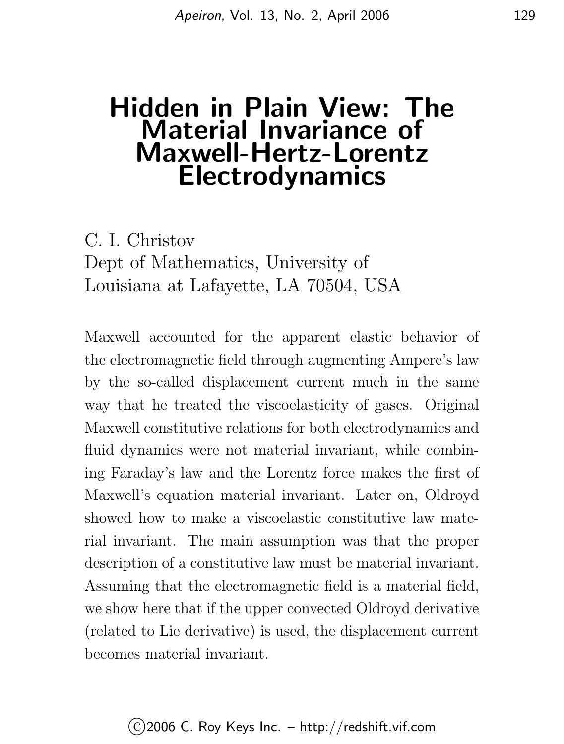# Hidden in Plain View: The Material Invariance of Maxwell-Hertz-Lorentz Electrodynamics

C. I. Christov
Dept of Mathematics, University of Louisiana at Lafayette, LA 70504, USA

Maxwell accounted for the apparent elastic behavior of the electromagnetic field through augmenting Ampere's law by the so-called displacement current much in the same way that he treated the viscoelasticity of gases. Original Maxwell constitutive relations for both electrodynamics and fluid dynamics were not material invariant, while combining Faraday's law and the Lorentz force makes the first of Maxwell's equation material invariant. Later on, Oldroyd showed how to make a viscoelastic constitutive law material invariant. The main assumption was that the proper description of a constitutive law must be material invariant. Assuming that the electromagnetic field is a material field, we show here that if the upper convected Oldroyd derivative (related to Lie derivative) is used, the displacement current becomes material invariant.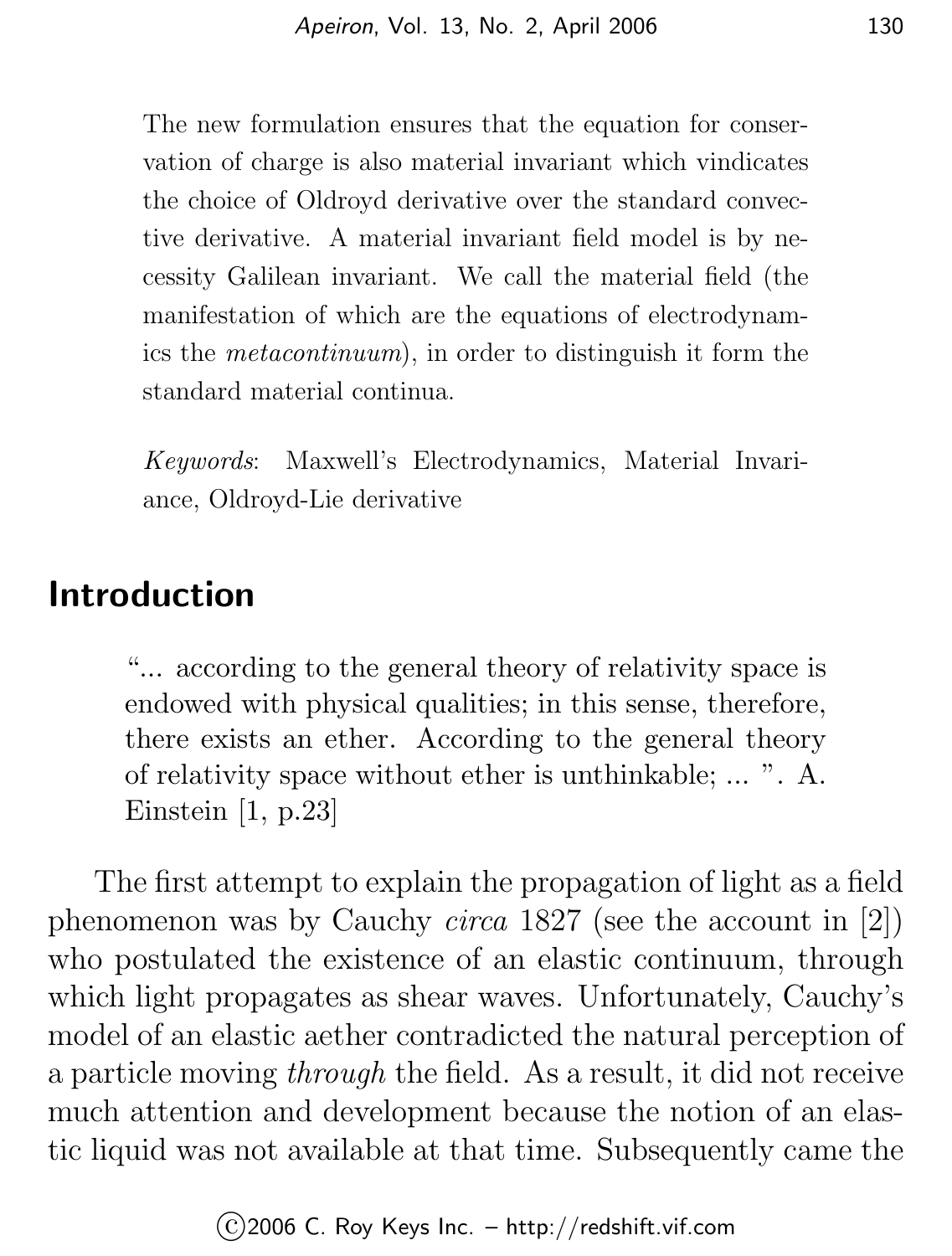The new formulation ensures that the equation for conservation of charge is also material invariant which vindicates the choice of Oldroyd derivative over the standard convective derivative. A material invariant field model is by necessity Galilean invariant. We call the material field (the manifestation of which are the equations of electrodynamics the *metacontinuum*), in order to distinguish it form the standard material continua.

*Keywords*: Maxwell's Electrodynamics, Material Invariance, Oldroyd-Lie derivative

## Introduction

> "... according to the general theory of relativity space is endowed with physical qualities; in this sense, therefore, there exists an ether. According to the general theory of relativity space without ether is unthinkable; ... ". A. Einstein [1, p.23]

The first attempt to explain the propagation of light as a field phenomenon was by Cauchy *circa* 1827 (see the account in [2]) who postulated the existence of an elastic continuum, through which light propagates as shear waves. Unfortunately, Cauchy's model of an elastic aether contradicted the natural perception of a particle moving *through* the field. As a result, it did not receive much attention and development because the notion of an elastic liquid was not available at that time. Subsequently came the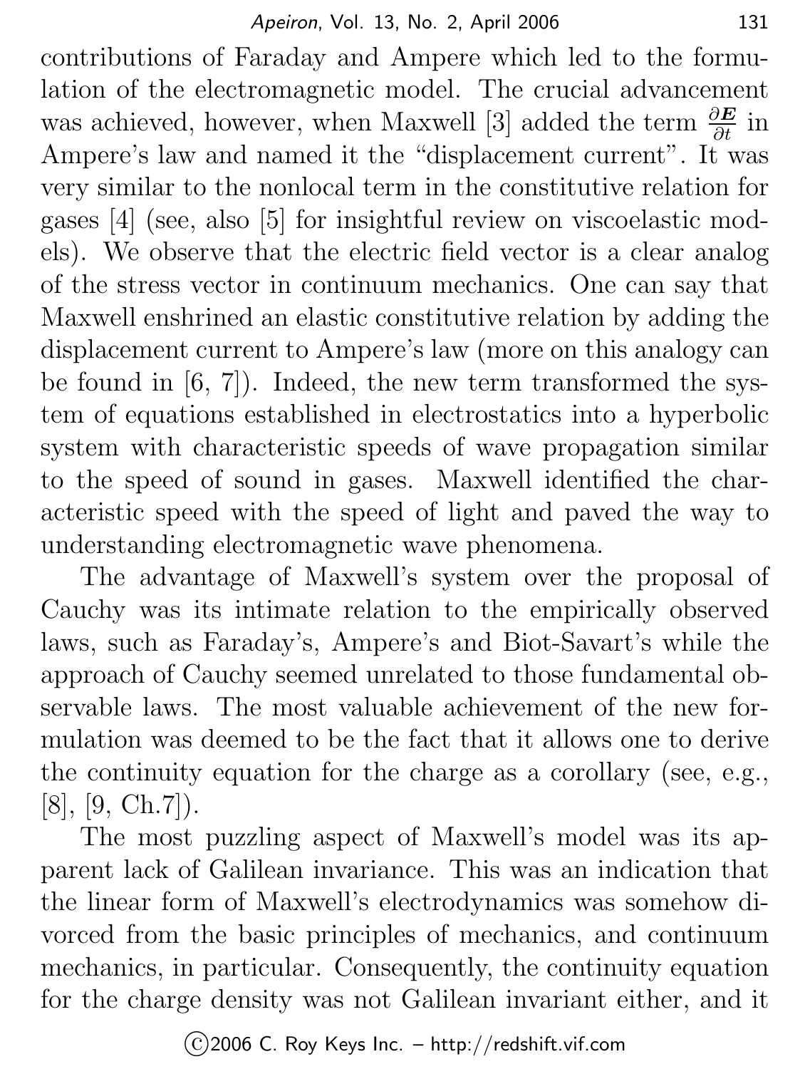contributions of Faraday and Ampere which led to the formulation of the electromagnetic model. The crucial advancement was achieved, however, when Maxwell [3] added the term $\frac{\partial \boldsymbol{E}}{\partial t}$ in Ampere's law and named it the "displacement current". It was very similar to the nonlocal term in the constitutive relation for gases [4] (see, also [5] for insightful review on viscoelastic models). We observe that the electric field vector is a clear analog of the stress vector in continuum mechanics. One can say that Maxwell enshrined an elastic constitutive relation by adding the displacement current to Ampere's law (more on this analogy can be found in [6, 7]). Indeed, the new term transformed the system of equations established in electrostatics into a hyperbolic system with characteristic speeds of wave propagation similar to the speed of sound in gases. Maxwell identified the characteristic speed with the speed of light and paved the way to understanding electromagnetic wave phenomena.

The advantage of Maxwell's system over the proposal of Cauchy was its intimate relation to the empirically observed laws, such as Faraday's, Ampere's and Biot-Savart's while the approach of Cauchy seemed unrelated to those fundamental observable laws. The most valuable achievement of the new formulation was deemed to be the fact that it allows one to derive the continuity equation for the charge as a corollary (see, e.g., [8], [9, Ch.7]).

The most puzzling aspect of Maxwell's model was its apparent lack of Galilean invariance. This was an indication that the linear form of Maxwell's electrodynamics was somehow divorced from the basic principles of mechanics, and continuum mechanics, in particular. Consequently, the continuity equation for the charge density was not Galilean invariant either, and it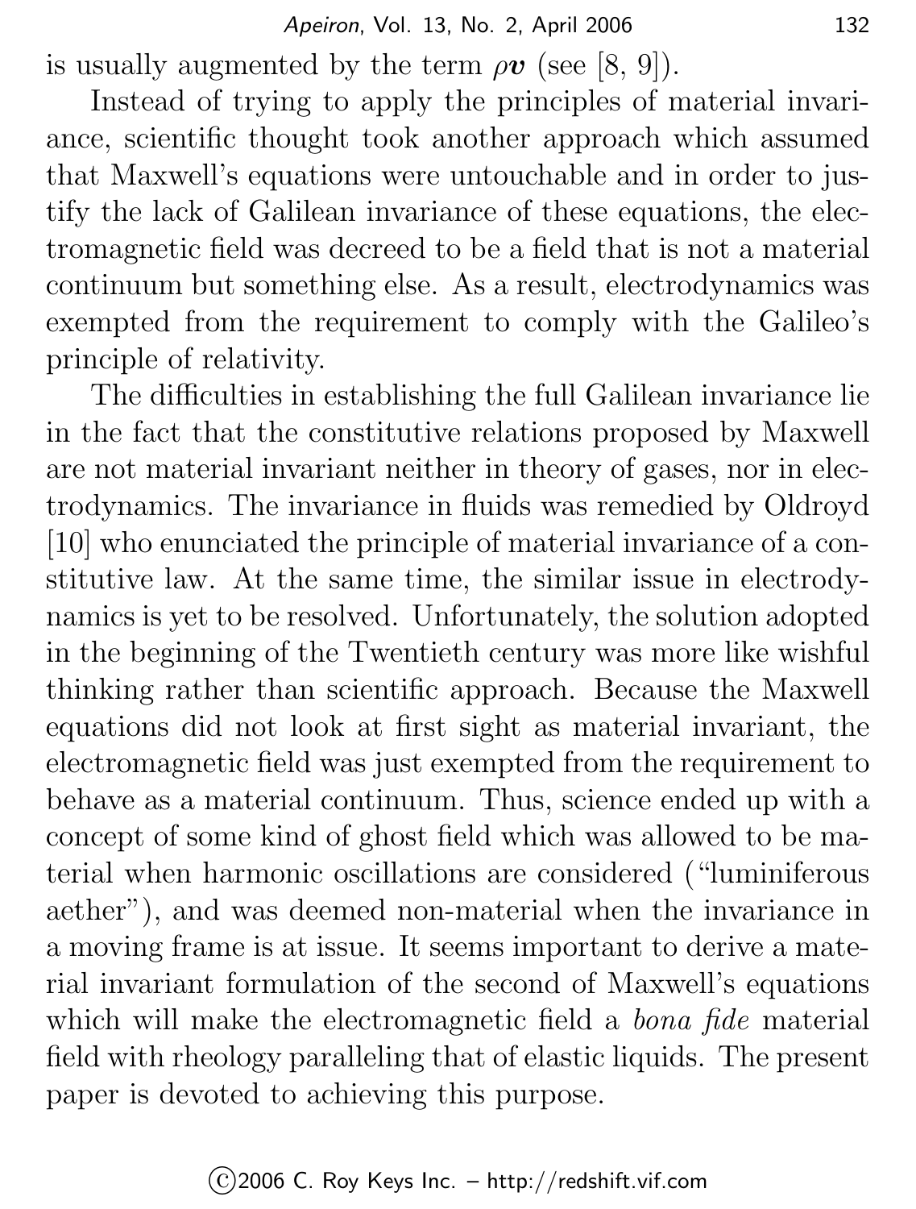is usually augmented by the term $\rho \boldsymbol{v}$ (see [8, 9]).

Instead of trying to apply the principles of material invariance, scientific thought took another approach which assumed that Maxwell's equations were untouchable and in order to justify the lack of Galilean invariance of these equations, the electromagnetic field was decreed to be a field that is not a material continuum but something else. As a result, electrodynamics was exempted from the requirement to comply with the Galileo's principle of relativity.

The difficulties in establishing the full Galilean invariance lie in the fact that the constitutive relations proposed by Maxwell are not material invariant neither in theory of gases, nor in electrodynamics. The invariance in fluids was remedied by Oldroyd [10] who enunciated the principle of material invariance of a constitutive law. At the same time, the similar issue in electrodynamics is yet to be resolved. Unfortunately, the solution adopted in the beginning of the Twentieth century was more like wishful thinking rather than scientific approach. Because the Maxwell equations did not look at first sight as material invariant, the electromagnetic field was just exempted from the requirement to behave as a material continuum. Thus, science ended up with a concept of some kind of ghost field which was allowed to be material when harmonic oscillations are considered ("luminiferous aether"), and was deemed non-material when the invariance in a moving frame is at issue. It seems important to derive a material invariant formulation of the second of Maxwell's equations which will make the electromagnetic field a *bona fide* material field with rheology paralleling that of elastic liquids. The present paper is devoted to achieving this purpose.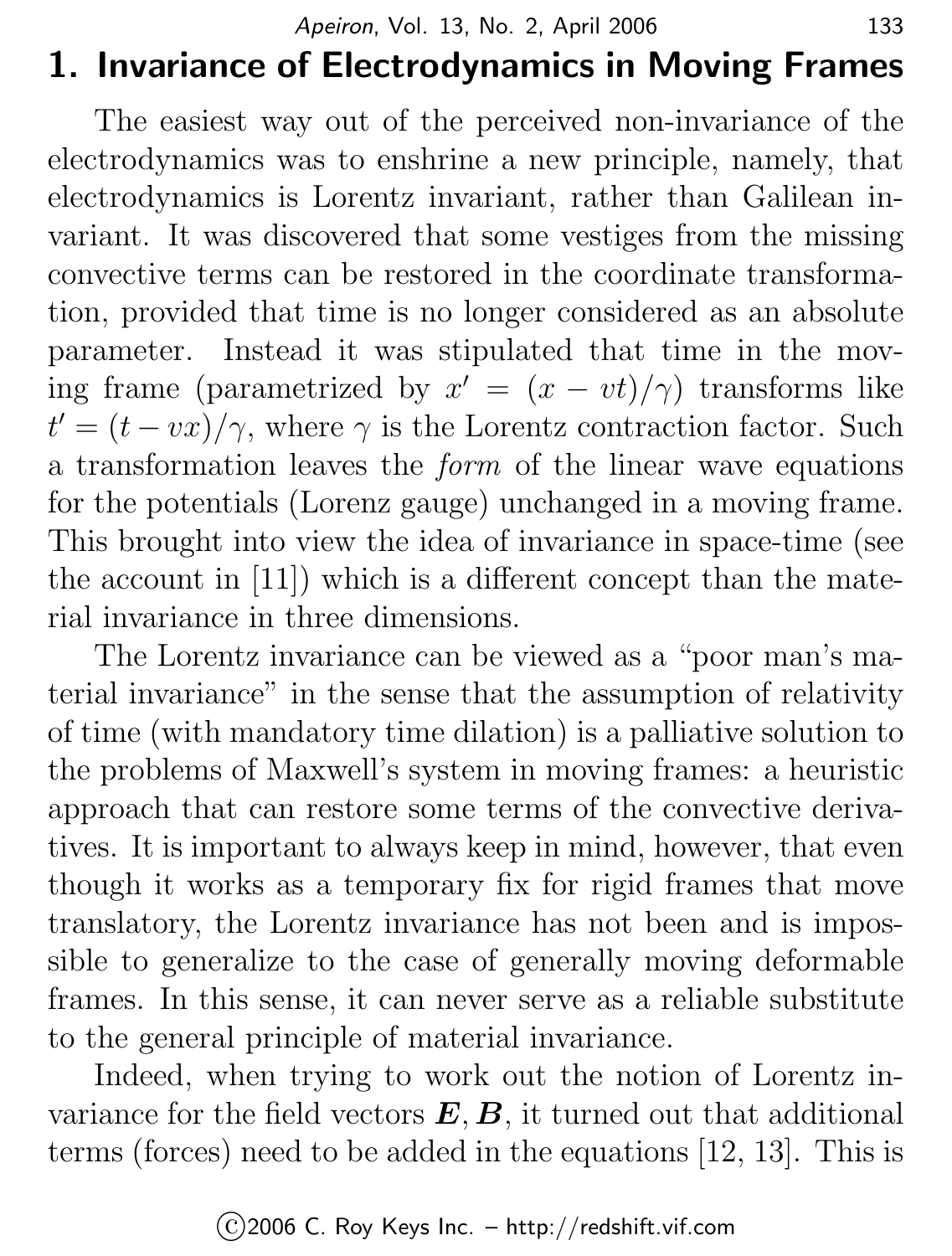# 1. Invariance of Electrodynamics in Moving Frames

The easiest way out of the perceived non-invariance of the electrodynamics was to enshrine a new principle, namely, that electrodynamics is Lorentz invariant, rather than Galilean invariant. It was discovered that some vestiges from the missing convective terms can be restored in the coordinate transformation, provided that time is no longer considered as an absolute parameter. Instead it was stipulated that time in the moving frame (parametrized by $x' = (x - vt)/\gamma$) transforms like $t' = (t - vx)/\gamma$, where $\gamma$ is the Lorentz contraction factor. Such a transformation leaves the *form* of the linear wave equations for the potentials (Lorenz gauge) unchanged in a moving frame. This brought into view the idea of invariance in space-time (see the account in [11]) which is a different concept than the material invariance in three dimensions.

The Lorentz invariance can be viewed as a "poor man's material invariance" in the sense that the assumption of relativity of time (with mandatory time dilation) is a palliative solution to the problems of Maxwell's system in moving frames: a heuristic approach that can restore some terms of the convective derivatives. It is important to always keep in mind, however, that even though it works as a temporary fix for rigid frames that move translatory, the Lorentz invariance has not been and is impossible to generalize to the case of generally moving deformable frames. In this sense, it can never serve as a reliable substitute to the general principle of material invariance.

Indeed, when trying to work out the notion of Lorentz invariance for the field vectors $\boldsymbol{E}, \boldsymbol{B}$, it turned out that additional terms (forces) need to be added in the equations [12, 13]. This is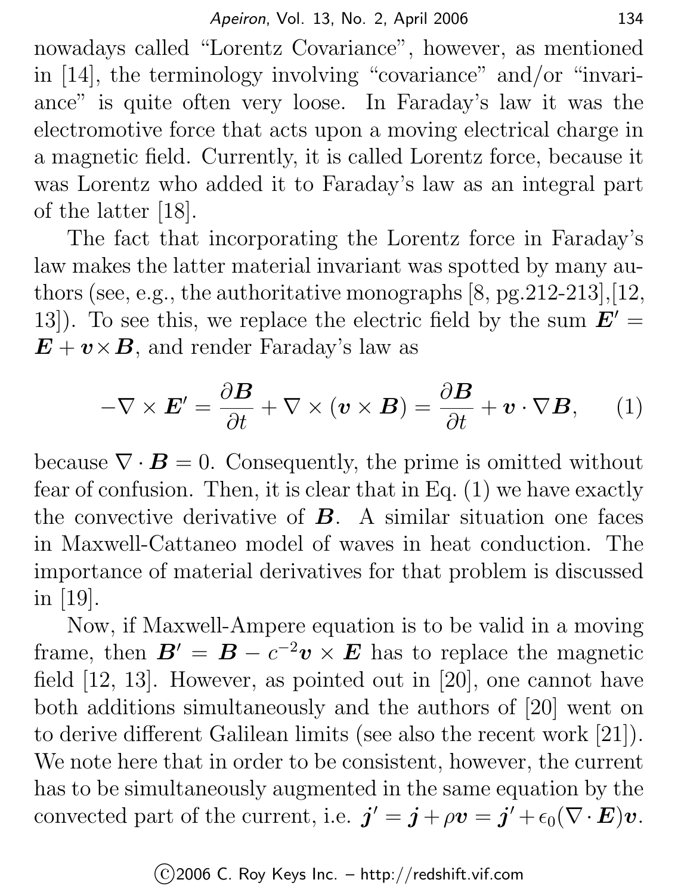nowadays called "Lorentz Covariance", however, as mentioned in [14], the terminology involving "covariance" and/or "invariance" is quite often very loose. In Faraday's law it was the electromotive force that acts upon a moving electrical charge in a magnetic field. Currently, it is called Lorentz force, because it was Lorentz who added it to Faraday's law as an integral part of the latter [18].

The fact that incorporating the Lorentz force in Faraday's law makes the latter material invariant was spotted by many authors (see, e.g., the authoritative monographs [8, pg.212-213],[12, 13]). To see this, we replace the electric field by the sum $\boldsymbol{E}' = \boldsymbol{E} + \boldsymbol{v} \times \boldsymbol{B}$, and render Faraday's law as

$$-\nabla \times \boldsymbol{E}' = \frac{\partial \boldsymbol{B}}{\partial t} + \nabla \times (\boldsymbol{v} \times \boldsymbol{B}) = \frac{\partial \boldsymbol{B}}{\partial t} + \boldsymbol{v} \cdot \nabla \boldsymbol{B}, \qquad (1)$$

because $\nabla \cdot \boldsymbol{B} = 0$. Consequently, the prime is omitted without fear of confusion. Then, it is clear that in Eq. (1) we have exactly the convective derivative of $\boldsymbol{B}$. A similar situation one faces in Maxwell-Cattaneo model of waves in heat conduction. The importance of material derivatives for that problem is discussed in [19].

Now, if Maxwell-Ampere equation is to be valid in a moving frame, then $\boldsymbol{B}' = \boldsymbol{B} - c^{-2} \boldsymbol{v} \times \boldsymbol{E}$ has to replace the magnetic field [12, 13]. However, as pointed out in [20], one cannot have both additions simultaneously and the authors of [20] went on to derive different Galilean limits (see also the recent work [21]). We note here that in order to be consistent, however, the current has to be simultaneously augmented in the same equation by the convected part of the current, i.e. $\boldsymbol{j}' = \boldsymbol{j} + \rho \boldsymbol{v} = \boldsymbol{j}' + \epsilon_0 (\nabla \cdot \boldsymbol{E}) \boldsymbol{v}$.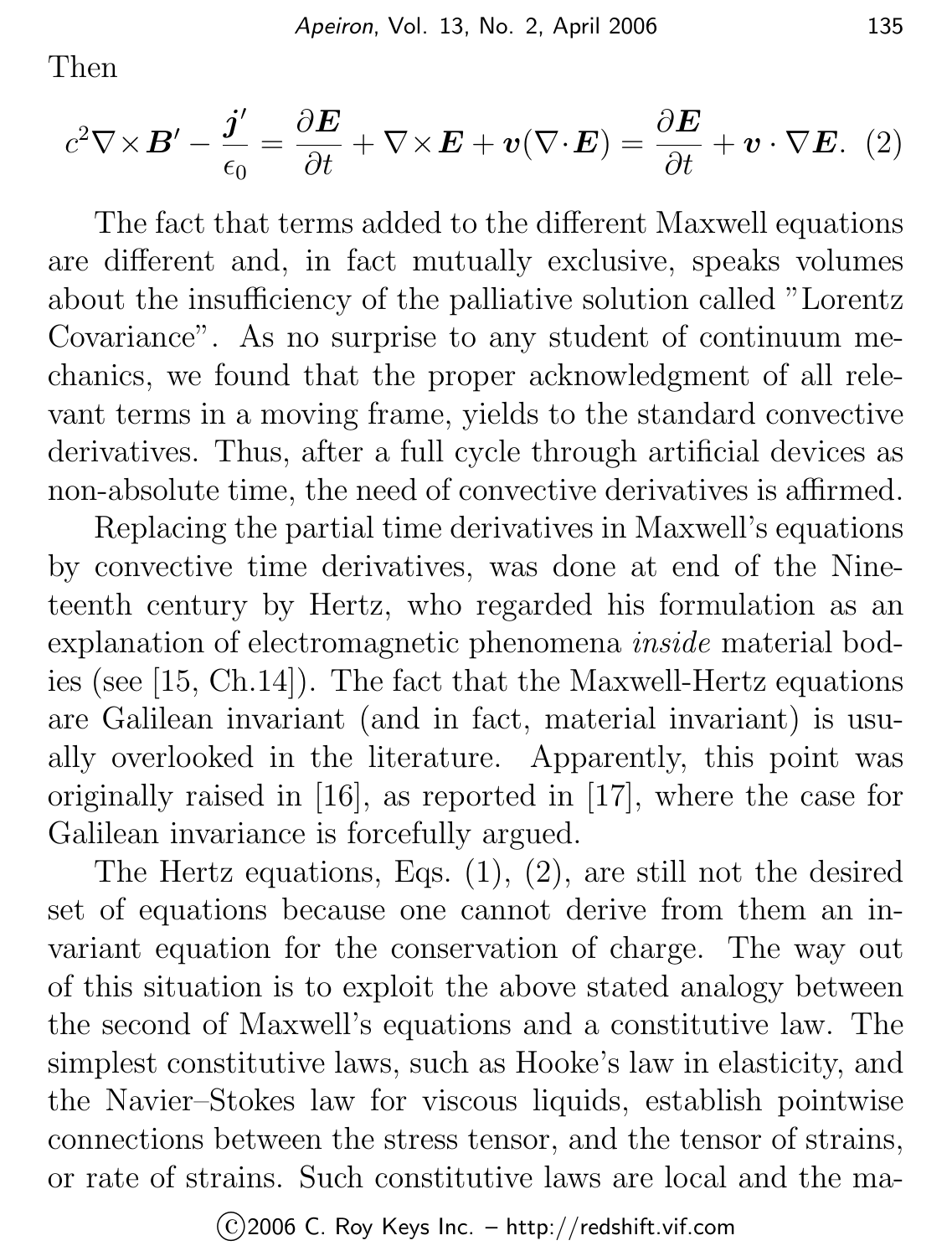Then

$$c^2\nabla\times\boldsymbol{B}' - \frac{\boldsymbol{j}'}{\epsilon_0} = \frac{\partial \boldsymbol{E}}{\partial t} + \nabla\times\boldsymbol{E} + \boldsymbol{v}(\nabla\cdot\boldsymbol{E}) = \frac{\partial \boldsymbol{E}}{\partial t} + \boldsymbol{v}\cdot\nabla\boldsymbol{E}. \quad (2)$$

The fact that terms added to the different Maxwell equations are different and, in fact mutually exclusive, speaks volumes about the insufficiency of the palliative solution called "Lorentz Covariance". As no surprise to any student of continuum mechanics, we found that the proper acknowledgment of all relevant terms in a moving frame, yields to the standard convective derivatives. Thus, after a full cycle through artificial devices as non-absolute time, the need of convective derivatives is affirmed.

Replacing the partial time derivatives in Maxwell's equations by convective time derivatives, was done at end of the Nineteenth century by Hertz, who regarded his formulation as an explanation of electromagnetic phenomena *inside* material bodies (see [15, Ch.14]). The fact that the Maxwell-Hertz equations are Galilean invariant (and in fact, material invariant) is usually overlooked in the literature. Apparently, this point was originally raised in [16], as reported in [17], where the case for Galilean invariance is forcefully argued.

The Hertz equations, Eqs. (1), (2), are still not the desired set of equations because one cannot derive from them an invariant equation for the conservation of charge. The way out of this situation is to exploit the above stated analogy between the second of Maxwell's equations and a constitutive law. The simplest constitutive laws, such as Hooke's law in elasticity, and the Navier–Stokes law for viscous liquids, establish pointwise connections between the stress tensor, and the tensor of strains, or rate of strains. Such constitutive laws are local and the ma-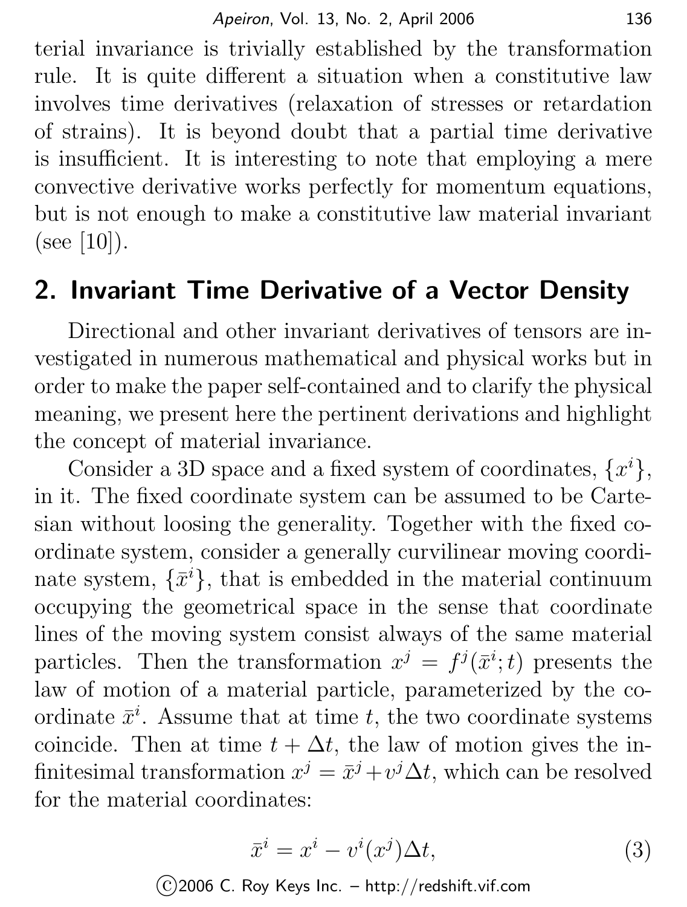terial invariance is trivially established by the transformation rule. It is quite different a situation when a constitutive law involves time derivatives (relaxation of stresses or retardation of strains). It is beyond doubt that a partial time derivative is insufficient. It is interesting to note that employing a mere convective derivative works perfectly for momentum equations, but is not enough to make a constitutive law material invariant (see [10]).

## 2. Invariant Time Derivative of a Vector Density

Directional and other invariant derivatives of tensors are investigated in numerous mathematical and physical works but in order to make the paper self-contained and to clarify the physical meaning, we present here the pertinent derivations and highlight the concept of material invariance.

Consider a 3D space and a fixed system of coordinates, $\{x^i\}$, in it. The fixed coordinate system can be assumed to be Cartesian without loosing the generality. Together with the fixed coordinate system, consider a generally curvilinear moving coordinate system, $\{\bar{x}^i\}$, that is embedded in the material continuum occupying the geometrical space in the sense that coordinate lines of the moving system consist always of the same material particles. Then the transformation $x^j = f^j(\bar{x}^i; t)$ presents the law of motion of a material particle, parameterized by the coordinate $\bar{x}^i$. Assume that at time $t$, the two coordinate systems coincide. Then at time $t + \Delta t$, the law of motion gives the infinitesimal transformation $x^j = \bar{x}^j + v^j \Delta t$, which can be resolved for the material coordinates:

$$\bar{x}^i = x^i - v^i(x^j)\Delta t, \tag{3}$$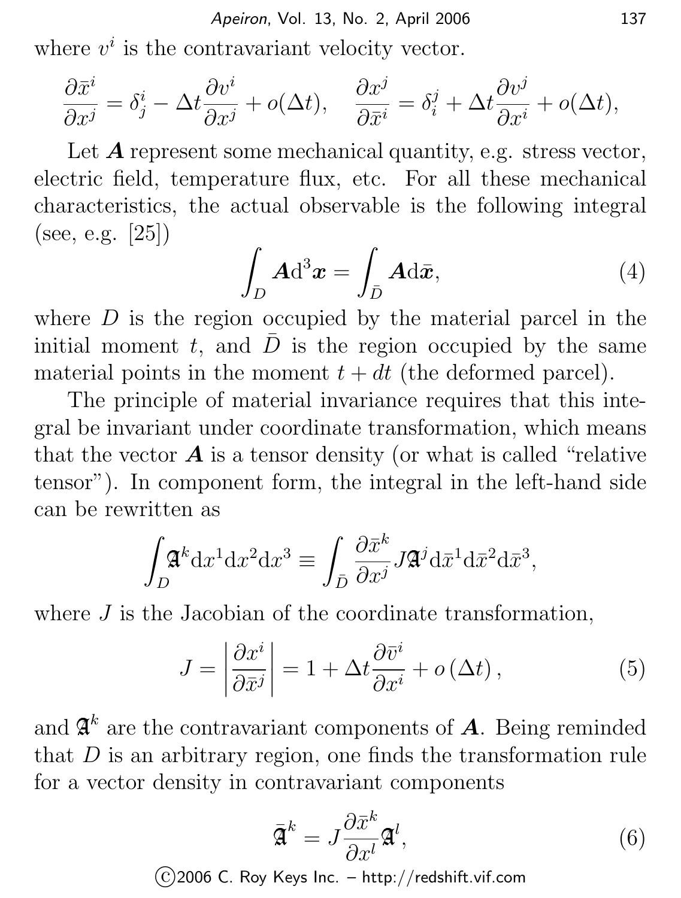where $v^i$ is the contravariant velocity vector.

$$\frac{\partial \bar{x}^i}{\partial x^j} = \delta^i_j - \Delta t \frac{\partial v^i}{\partial x^j} + o(\Delta t), \quad \frac{\partial x^j}{\partial \bar{x}^i} = \delta^j_i + \Delta t \frac{\partial v^j}{\partial x^i} + o(\Delta t),$$

Let $\boldsymbol{A}$ represent some mechanical quantity, e.g. stress vector, electric field, temperature flux, etc. For all these mechanical characteristics, the actual observable is the following integral (see, e.g. [25])

$$\int_D \boldsymbol{A} \mathrm{d}^3 \boldsymbol{x} = \int_{\bar{D}} \boldsymbol{A} \mathrm{d}\bar{\boldsymbol{x}}, \tag{4}$$

where $D$ is the region occupied by the material parcel in the initial moment $t$, and $\bar{D}$ is the region occupied by the same material points in the moment $t + dt$ (the deformed parcel).

The principle of material invariance requires that this integral be invariant under coordinate transformation, which means that the vector $\boldsymbol{A}$ is a tensor density (or what is called "relative tensor"). In component form, the integral in the left-hand side can be rewritten as

$$\int_D \mathfrak{A}^k \mathrm{d}x^1 \mathrm{d}x^2 \mathrm{d}x^3 \equiv \int_{\bar{D}} \frac{\partial \bar{x}^k}{\partial x^j} J \mathfrak{A}^j \mathrm{d}\bar{x}^1 \mathrm{d}\bar{x}^2 \mathrm{d}\bar{x}^3,$$

where $J$ is the Jacobian of the coordinate transformation,

$$J = \left| \frac{\partial x^i}{\partial \bar{x}^j} \right| = 1 + \Delta t \frac{\partial \bar{v}^i}{\partial x^i} + o\left(\Delta t\right), \tag{5}$$

and $\mathfrak{A}^k$ are the contravariant components of $\boldsymbol{A}$. Being reminded that $D$ is an arbitrary region, one finds the transformation rule for a vector density in contravariant components

$$\bar{\mathfrak{A}}^k = J \frac{\partial \bar{x}^k}{\partial x^l} \mathfrak{A}^l, \tag{6}$$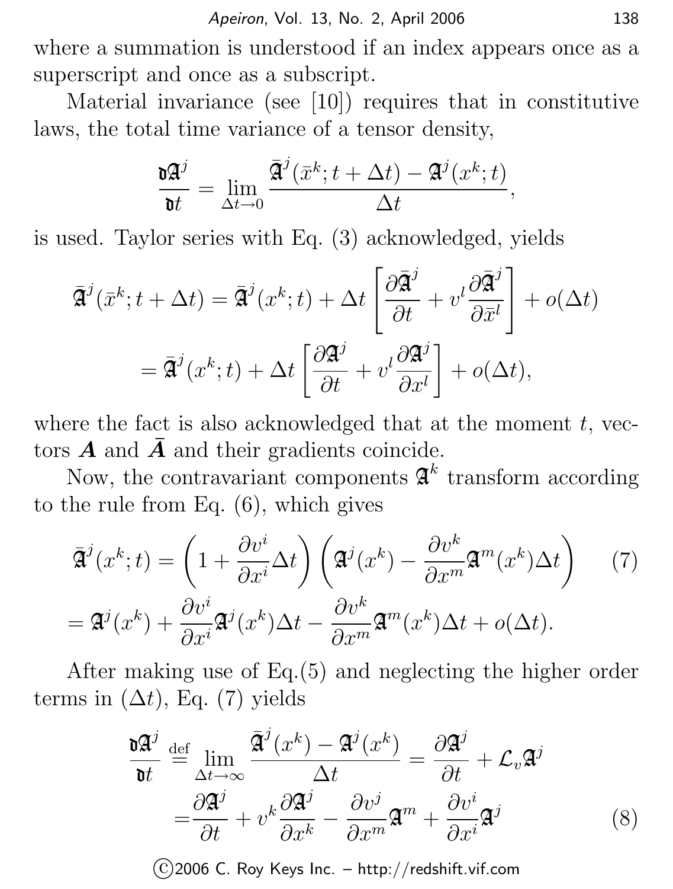where a summation is understood if an index appears once as a superscript and once as a subscript.

Material invariance (see [10]) requires that in constitutive laws, the total time variance of a tensor density,

$$\frac{\mathfrak{d}\mathfrak{A}^j}{\mathfrak{d}t} = \lim_{\Delta t \to 0} \frac{\bar{\mathfrak{A}}^j(\bar{x}^k; t+\Delta t) - \mathfrak{A}^j(x^k; t)}{\Delta t},$$

is used. Taylor series with Eq. (3) acknowledged, yields

$$\bar{\mathfrak{A}}^j(\bar{x}^k; t+\Delta t) = \bar{\mathfrak{A}}^j(x^k; t) + \Delta t \left[ \frac{\partial \bar{\mathfrak{A}}^j}{\partial t} + v^l \frac{\partial \bar{\mathfrak{A}}^j}{\partial \bar{x}^l} \right] + o(\Delta t)$$

$$= \bar{\mathfrak{A}}^j(x^k; t) + \Delta t \left[ \frac{\partial \mathfrak{A}^j}{\partial t} + v^l \frac{\partial \mathfrak{A}^j}{\partial x^l} \right] + o(\Delta t),$$

where the fact is also acknowledged that at the moment $t$, vectors $\boldsymbol{A}$ and $\bar{\boldsymbol{A}}$ and their gradients coincide.

Now, the contravariant components $\mathfrak{A}^k$ transform according to the rule from Eq. (6), which gives

$$\bar{\mathfrak{A}}^j(x^k; t) = \left( 1 + \frac{\partial v^i}{\partial x^i} \Delta t \right) \left( \mathfrak{A}^j(x^k) - \frac{\partial v^k}{\partial x^m} \mathfrak{A}^m(x^k) \Delta t \right) \tag{7}$$

$$= \mathfrak{A}^j(x^k) + \frac{\partial v^i}{\partial x^i} \mathfrak{A}^j(x^k) \Delta t - \frac{\partial v^k}{\partial x^m} \mathfrak{A}^m(x^k) \Delta t + o(\Delta t).$$

After making use of Eq.(5) and neglecting the higher order terms in $(\Delta t)$, Eq. (7) yields

$$\frac{\mathfrak{d}\mathfrak{A}^j}{\mathfrak{d}t} \stackrel{\text{def}}{=} \lim_{\Delta t \to \infty} \frac{\bar{\mathfrak{A}}^j(x^k) - \mathfrak{A}^j(x^k)}{\Delta t} = \frac{\partial \mathfrak{A}^j}{\partial t} + \mathcal{L}_v \mathfrak{A}^j$$

$$= \frac{\partial \mathfrak{A}^j}{\partial t} + v^k \frac{\partial \mathfrak{A}^j}{\partial x^k} - \frac{\partial v^j}{\partial x^m} \mathfrak{A}^m + \frac{\partial v^i}{\partial x^i} \mathfrak{A}^j \tag{8}$$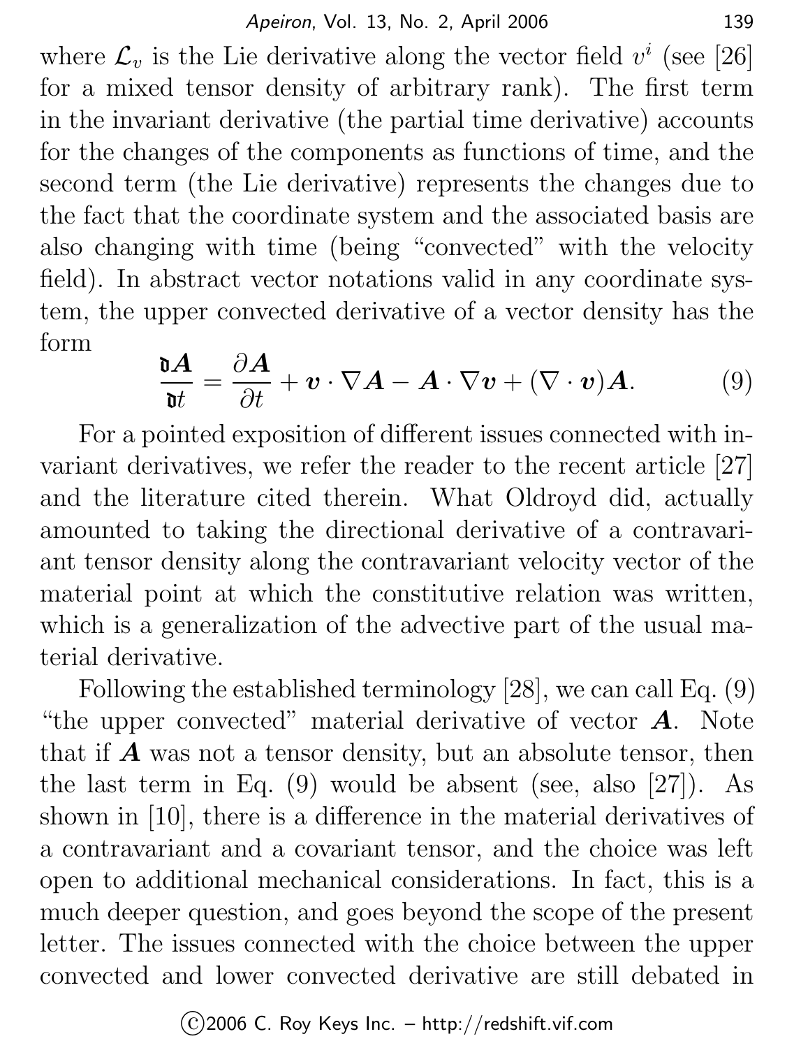where $\mathcal{L}_v$ is the Lie derivative along the vector field $v^i$ (see [26] for a mixed tensor density of arbitrary rank). The first term in the invariant derivative (the partial time derivative) accounts for the changes of the components as functions of time, and the second term (the Lie derivative) represents the changes due to the fact that the coordinate system and the associated basis are also changing with time (being "convected" with the velocity field). In abstract vector notations valid in any coordinate system, the upper convected derivative of a vector density has the form

$$\frac{\mathfrak{d}\boldsymbol{A}}{\mathfrak{d}t} = \frac{\partial \boldsymbol{A}}{\partial t} + \boldsymbol{v} \cdot \nabla \boldsymbol{A} - \boldsymbol{A} \cdot \nabla \boldsymbol{v} + (\nabla \cdot \boldsymbol{v})\boldsymbol{A}. \tag{9}$$

For a pointed exposition of different issues connected with invariant derivatives, we refer the reader to the recent article [27] and the literature cited therein. What Oldroyd did, actually amounted to taking the directional derivative of a contravariant tensor density along the contravariant velocity vector of the material point at which the constitutive relation was written, which is a generalization of the advective part of the usual material derivative.

Following the established terminology [28], we can call Eq. (9) "the upper convected" material derivative of vector $\boldsymbol{A}$. Note that if $\boldsymbol{A}$ was not a tensor density, but an absolute tensor, then the last term in Eq. (9) would be absent (see, also [27]). As shown in [10], there is a difference in the material derivatives of a contravariant and a covariant tensor, and the choice was left open to additional mechanical considerations. In fact, this is a much deeper question, and goes beyond the scope of the present letter. The issues connected with the choice between the upper convected and lower convected derivative are still debated in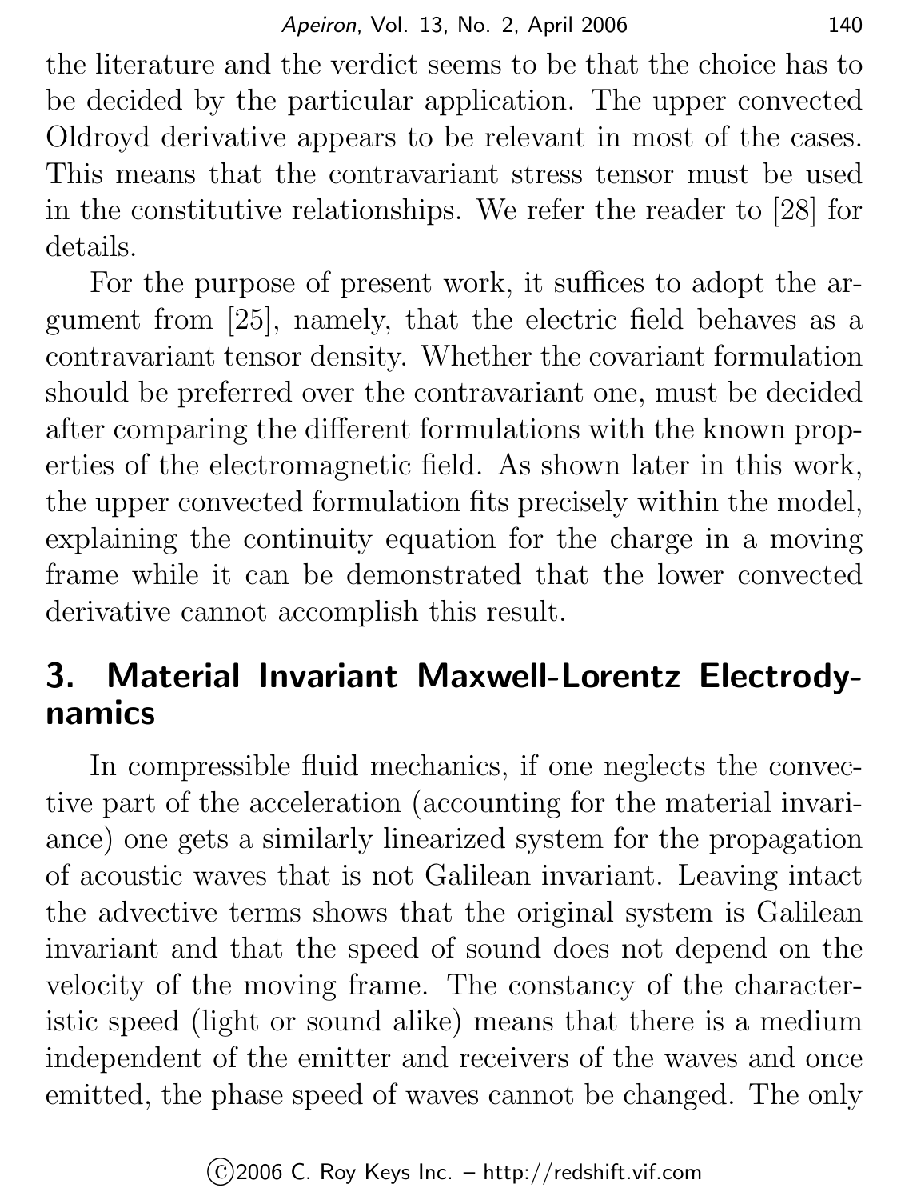the literature and the verdict seems to be that the choice has to be decided by the particular application. The upper convected Oldroyd derivative appears to be relevant in most of the cases. This means that the contravariant stress tensor must be used in the constitutive relationships. We refer the reader to [28] for details.

For the purpose of present work, it suffices to adopt the argument from [25], namely, that the electric field behaves as a contravariant tensor density. Whether the covariant formulation should be preferred over the contravariant one, must be decided after comparing the different formulations with the known properties of the electromagnetic field. As shown later in this work, the upper convected formulation fits precisely within the model, explaining the continuity equation for the charge in a moving frame while it can be demonstrated that the lower convected derivative cannot accomplish this result.

## 3. Material Invariant Maxwell-Lorentz Electrodynamics

In compressible fluid mechanics, if one neglects the convective part of the acceleration (accounting for the material invariance) one gets a similarly linearized system for the propagation of acoustic waves that is not Galilean invariant. Leaving intact the advective terms shows that the original system is Galilean invariant and that the speed of sound does not depend on the velocity of the moving frame. The constancy of the characteristic speed (light or sound alike) means that there is a medium independent of the emitter and receivers of the waves and once emitted, the phase speed of waves cannot be changed. The only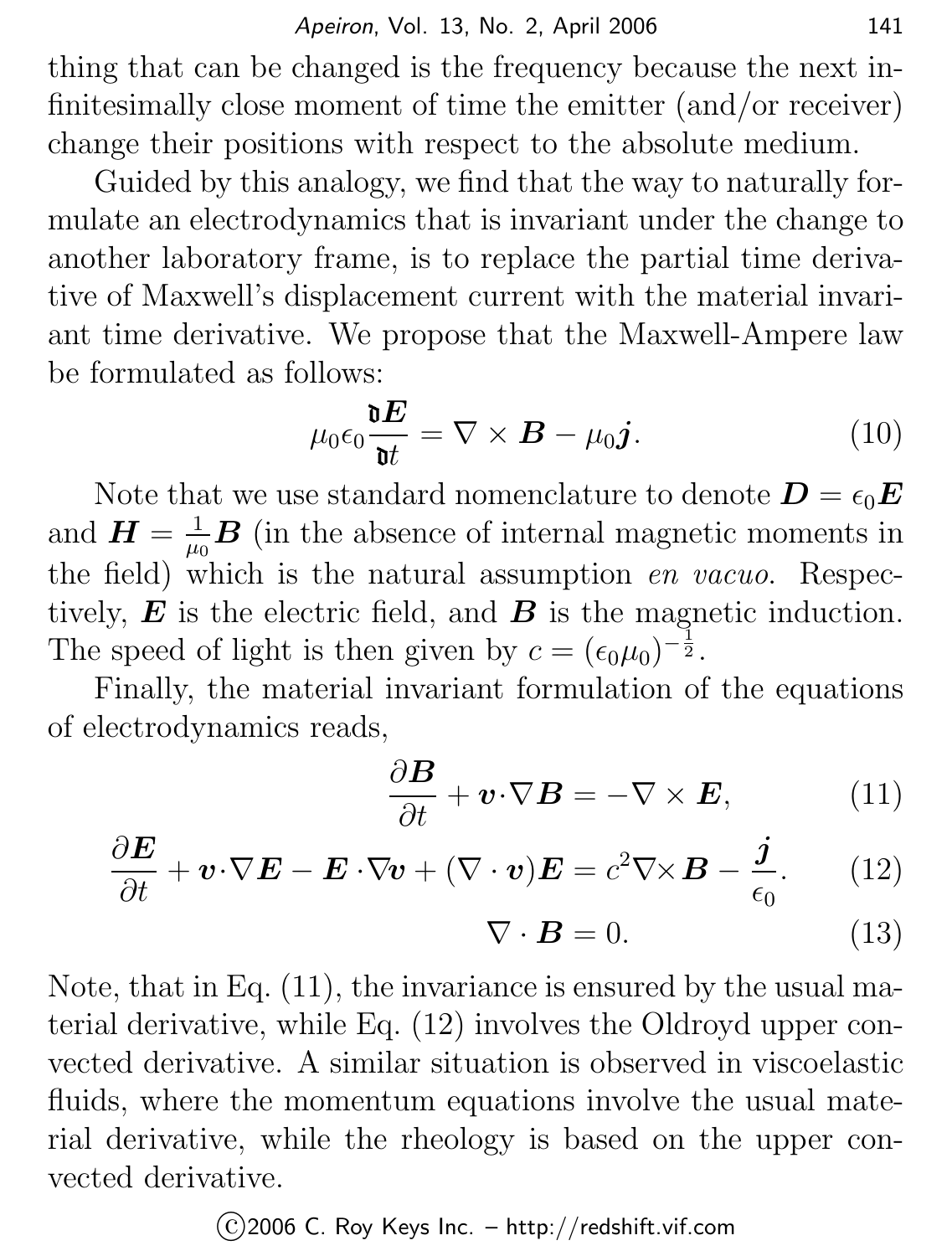thing that can be changed is the frequency because the next infinitesimally close moment of time the emitter (and/or receiver) change their positions with respect to the absolute medium.

Guided by this analogy, we find that the way to naturally formulate an electrodynamics that is invariant under the change to another laboratory frame, is to replace the partial time derivative of Maxwell's displacement current with the material invariant time derivative. We propose that the Maxwell-Ampere law be formulated as follows:

$$\mu_0 \epsilon_0 \frac{\mathfrak{d} \boldsymbol{E}}{\mathfrak{d} t} = \nabla \times \boldsymbol{B} - \mu_0 \boldsymbol{j}. \tag{10}$$

Note that we use standard nomenclature to denote $\boldsymbol{D} = \epsilon_0 \boldsymbol{E}$ and $\boldsymbol{H} = \frac{1}{\mu_0} \boldsymbol{B}$ (in the absence of internal magnetic moments in the field) which is the natural assumption *en vacuo*. Respectively, $\boldsymbol{E}$ is the electric field, and $\boldsymbol{B}$ is the magnetic induction. The speed of light is then given by $c = (\epsilon_0 \mu_0)^{-\frac{1}{2}}$.

Finally, the material invariant formulation of the equations of electrodynamics reads,

$$\frac{\partial \boldsymbol{B}}{\partial t} + \boldsymbol{v} \cdot \nabla \boldsymbol{B} = -\nabla \times \boldsymbol{E}, \tag{11}$$

$$\frac{\partial \boldsymbol{E}}{\partial t} + \boldsymbol{v} \cdot \nabla \boldsymbol{E} - \boldsymbol{E} \cdot \nabla \boldsymbol{v} + (\nabla \cdot \boldsymbol{v}) \boldsymbol{E} = c^2 \nabla \times \boldsymbol{B} - \frac{\boldsymbol{j}}{\epsilon_0}. \tag{12}$$

$$\nabla \cdot \boldsymbol{B} = 0. \tag{13}$$

Note, that in Eq. (11), the invariance is ensured by the usual material derivative, while Eq. (12) involves the Oldroyd upper convected derivative. A similar situation is observed in viscoelastic fluids, where the momentum equations involve the usual material derivative, while the rheology is based on the upper convected derivative.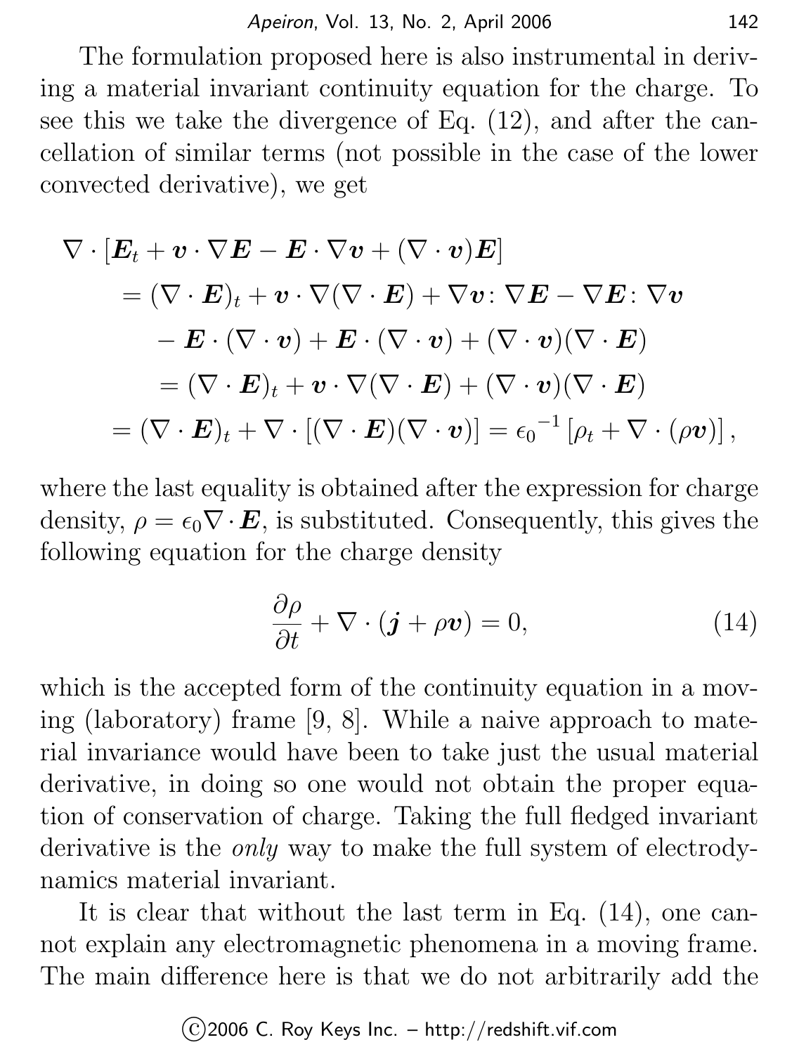The formulation proposed here is also instrumental in deriving a material invariant continuity equation for the charge. To see this we take the divergence of Eq. (12), and after the cancellation of similar terms (not possible in the case of the lower convected derivative), we get

$$
\begin{aligned}
\nabla \cdot [\boldsymbol{E}_t + \boldsymbol{v} \cdot \nabla \boldsymbol{E} - \boldsymbol{E} \cdot \nabla \boldsymbol{v} + (\nabla \cdot \boldsymbol{v})\boldsymbol{E}] \\
= (\nabla \cdot \boldsymbol{E})_t + \boldsymbol{v} \cdot \nabla(\nabla \cdot \boldsymbol{E}) + \nabla \boldsymbol{v} \colon \nabla \boldsymbol{E} - \nabla \boldsymbol{E} \colon \nabla \boldsymbol{v} \\
- \boldsymbol{E} \cdot (\nabla \cdot \boldsymbol{v}) + \boldsymbol{E} \cdot (\nabla \cdot \boldsymbol{v}) + (\nabla \cdot \boldsymbol{v})(\nabla \cdot \boldsymbol{E}) \\
= (\nabla \cdot \boldsymbol{E})_t + \boldsymbol{v} \cdot \nabla(\nabla \cdot \boldsymbol{E}) + (\nabla \cdot \boldsymbol{v})(\nabla \cdot \boldsymbol{E}) \\
= (\nabla \cdot \boldsymbol{E})_t + \nabla \cdot [(\nabla \cdot \boldsymbol{E})(\nabla \cdot \boldsymbol{v})] = {\epsilon_0}^{-1} \left[\rho_t + \nabla \cdot (\rho \boldsymbol{v})\right],
\end{aligned}
$$

where the last equality is obtained after the expression for charge density, $\rho = \epsilon_0 \nabla \cdot \boldsymbol{E}$, is substituted. Consequently, this gives the following equation for the charge density

$$
\frac{\partial \rho}{\partial t} + \nabla \cdot (\boldsymbol{j} + \rho \boldsymbol{v}) = 0, \tag{14}
$$

which is the accepted form of the continuity equation in a moving (laboratory) frame [9, 8]. While a naive approach to material invariance would have been to take just the usual material derivative, in doing so one would not obtain the proper equation of conservation of charge. Taking the full fledged invariant derivative is the *only* way to make the full system of electrodynamics material invariant.

It is clear that without the last term in Eq. (14), one cannot explain any electromagnetic phenomena in a moving frame. The main difference here is that we do not arbitrarily add the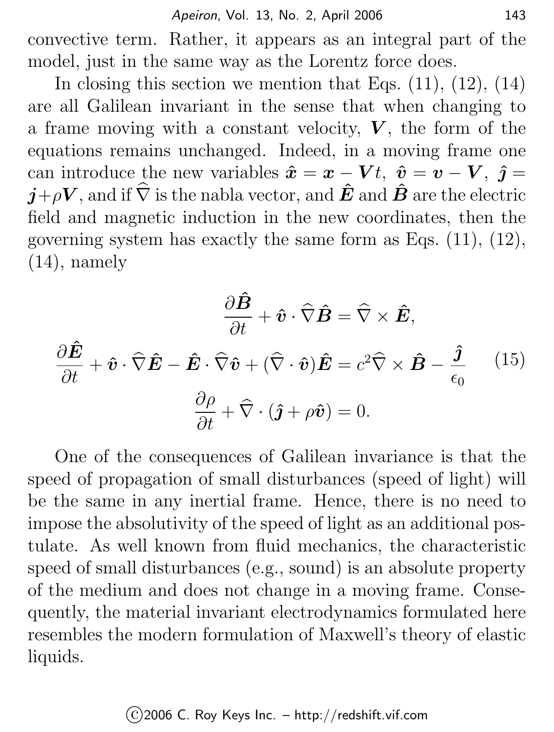convective term. Rather, it appears as an integral part of the model, just in the same way as the Lorentz force does.

In closing this section we mention that Eqs. (11), (12), (14) are all Galilean invariant in the sense that when changing to a frame moving with a constant velocity, $\boldsymbol{V}$, the form of the equations remains unchanged. Indeed, in a moving frame one can introduce the new variables $\hat{\boldsymbol{x}} = \boldsymbol{x} - \boldsymbol{V}t$, $\hat{\boldsymbol{v}} = \boldsymbol{v} - \boldsymbol{V}$, $\hat{\boldsymbol{j}} = \boldsymbol{j} + \rho\boldsymbol{V}$, and if $\widehat{\nabla}$ is the nabla vector, and $\hat{\boldsymbol{E}}$ and $\hat{\boldsymbol{B}}$ are the electric field and magnetic induction in the new coordinates, then the governing system has exactly the same form as Eqs. (11), (12), (14), namely

$$
\begin{gathered}
\frac{\partial \hat{\boldsymbol{B}}}{\partial t} + \hat{\boldsymbol{v}} \cdot \widehat{\nabla} \hat{\boldsymbol{B}} = \widehat{\nabla} \times \hat{\boldsymbol{E}}, \\
\frac{\partial \hat{\boldsymbol{E}}}{\partial t} + \hat{\boldsymbol{v}} \cdot \widehat{\nabla} \hat{\boldsymbol{E}} - \hat{\boldsymbol{E}} \cdot \widehat{\nabla} \hat{\boldsymbol{v}} + (\widehat{\nabla} \cdot \hat{\boldsymbol{v}}) \hat{\boldsymbol{E}} = c^2 \widehat{\nabla} \times \hat{\boldsymbol{B}} - \frac{\hat{\boldsymbol{j}}}{\epsilon_0} \qquad (15) \\
\frac{\partial \rho}{\partial t} + \widehat{\nabla} \cdot (\hat{\boldsymbol{j}} + \rho \hat{\boldsymbol{v}}) = 0.
\end{gathered}
$$

One of the consequences of Galilean invariance is that the speed of propagation of small disturbances (speed of light) will be the same in any inertial frame. Hence, there is no need to impose the absolutivity of the speed of light as an additional postulate. As well known from fluid mechanics, the characteristic speed of small disturbances (e.g., sound) is an absolute property of the medium and does not change in a moving frame. Consequently, the material invariant electrodynamics formulated here resembles the modern formulation of Maxwell's theory of elastic liquids.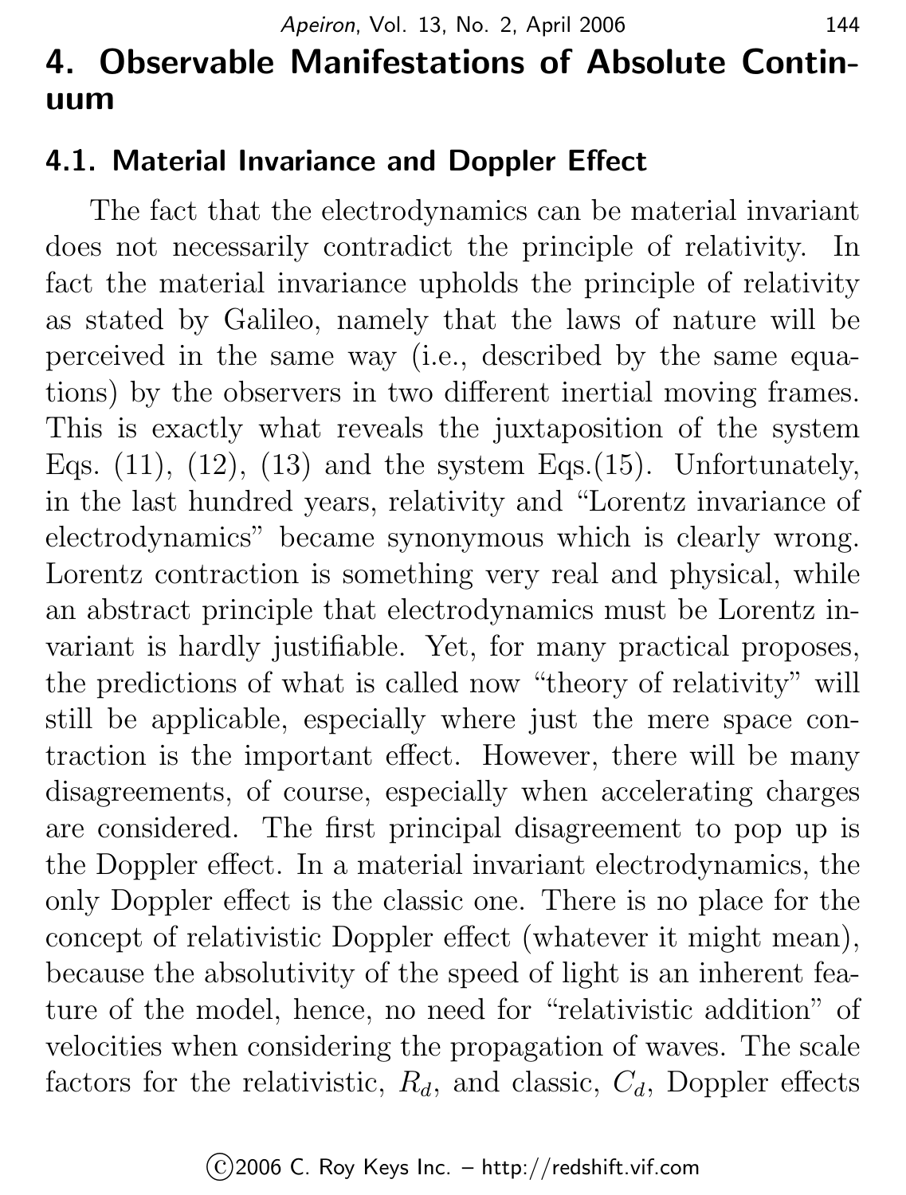# 4. Observable Manifestations of Absolute Continuum

## 4.1. Material Invariance and Doppler Effect

The fact that the electrodynamics can be material invariant does not necessarily contradict the principle of relativity. In fact the material invariance upholds the principle of relativity as stated by Galileo, namely that the laws of nature will be perceived in the same way (i.e., described by the same equations) by the observers in two different inertial moving frames. This is exactly what reveals the juxtaposition of the system Eqs. (11), (12), (13) and the system Eqs.(15). Unfortunately, in the last hundred years, relativity and "Lorentz invariance of electrodynamics" became synonymous which is clearly wrong. Lorentz contraction is something very real and physical, while an abstract principle that electrodynamics must be Lorentz invariant is hardly justifiable. Yet, for many practical proposes, the predictions of what is called now "theory of relativity" will still be applicable, especially where just the mere space contraction is the important effect. However, there will be many disagreements, of course, especially when accelerating charges are considered. The first principal disagreement to pop up is the Doppler effect. In a material invariant electrodynamics, the only Doppler effect is the classic one. There is no place for the concept of relativistic Doppler effect (whatever it might mean), because the absolutivity of the speed of light is an inherent feature of the model, hence, no need for "relativistic addition" of velocities when considering the propagation of waves. The scale factors for the relativistic, $R_d$, and classic, $C_d$, Doppler effects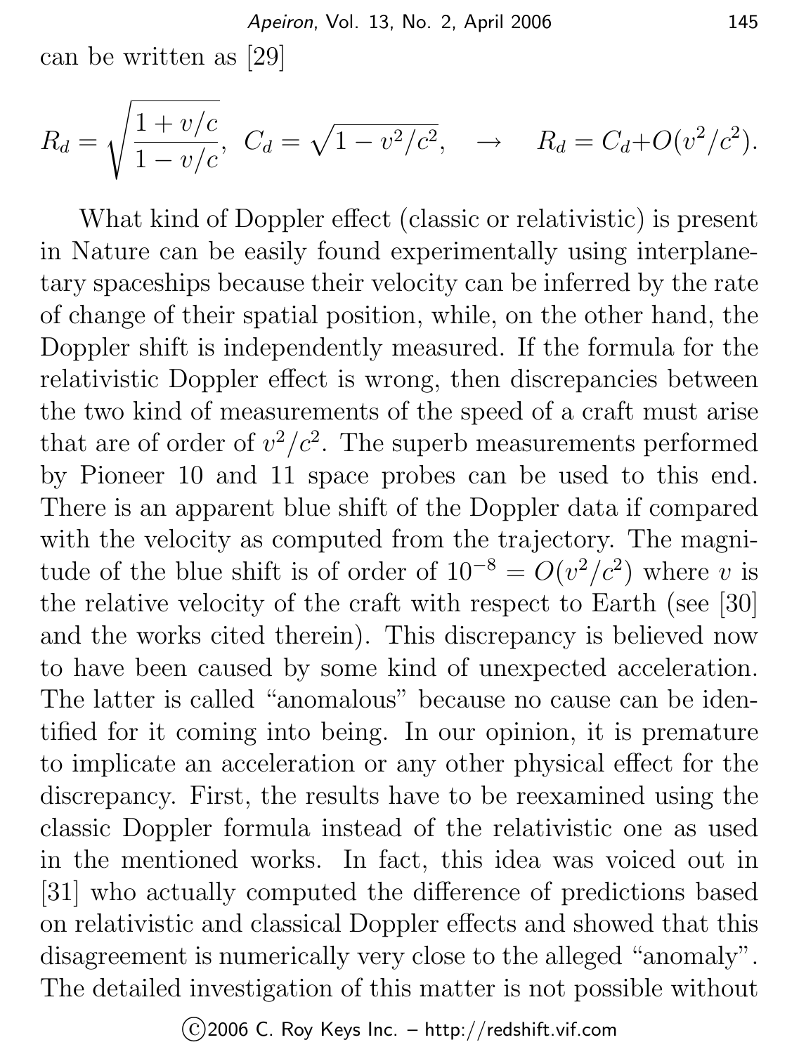can be written as [29]

$$R_d = \sqrt{\frac{1+v/c}{1-v/c}},\ \ C_d = \sqrt{1-v^2/c^2}, \quad \rightarrow \quad R_d = C_d + O(v^2/c^2).$$

What kind of Doppler effect (classic or relativistic) is present in Nature can be easily found experimentally using interplanetary spaceships because their velocity can be inferred by the rate of change of their spatial position, while, on the other hand, the Doppler shift is independently measured. If the formula for the relativistic Doppler effect is wrong, then discrepancies between the two kind of measurements of the speed of a craft must arise that are of order of $v^2/c^2$. The superb measurements performed by Pioneer 10 and 11 space probes can be used to this end. There is an apparent blue shift of the Doppler data if compared with the velocity as computed from the trajectory. The magnitude of the blue shift is of order of $10^{-8} = O(v^2/c^2)$ where $v$ is the relative velocity of the craft with respect to Earth (see [30] and the works cited therein). This discrepancy is believed now to have been caused by some kind of unexpected acceleration. The latter is called "anomalous" because no cause can be identified for it coming into being. In our opinion, it is premature to implicate an acceleration or any other physical effect for the discrepancy. First, the results have to be reexamined using the classic Doppler formula instead of the relativistic one as used in the mentioned works. In fact, this idea was voiced out in [31] who actually computed the difference of predictions based on relativistic and classical Doppler effects and showed that this disagreement is numerically very close to the alleged "anomaly". The detailed investigation of this matter is not possible without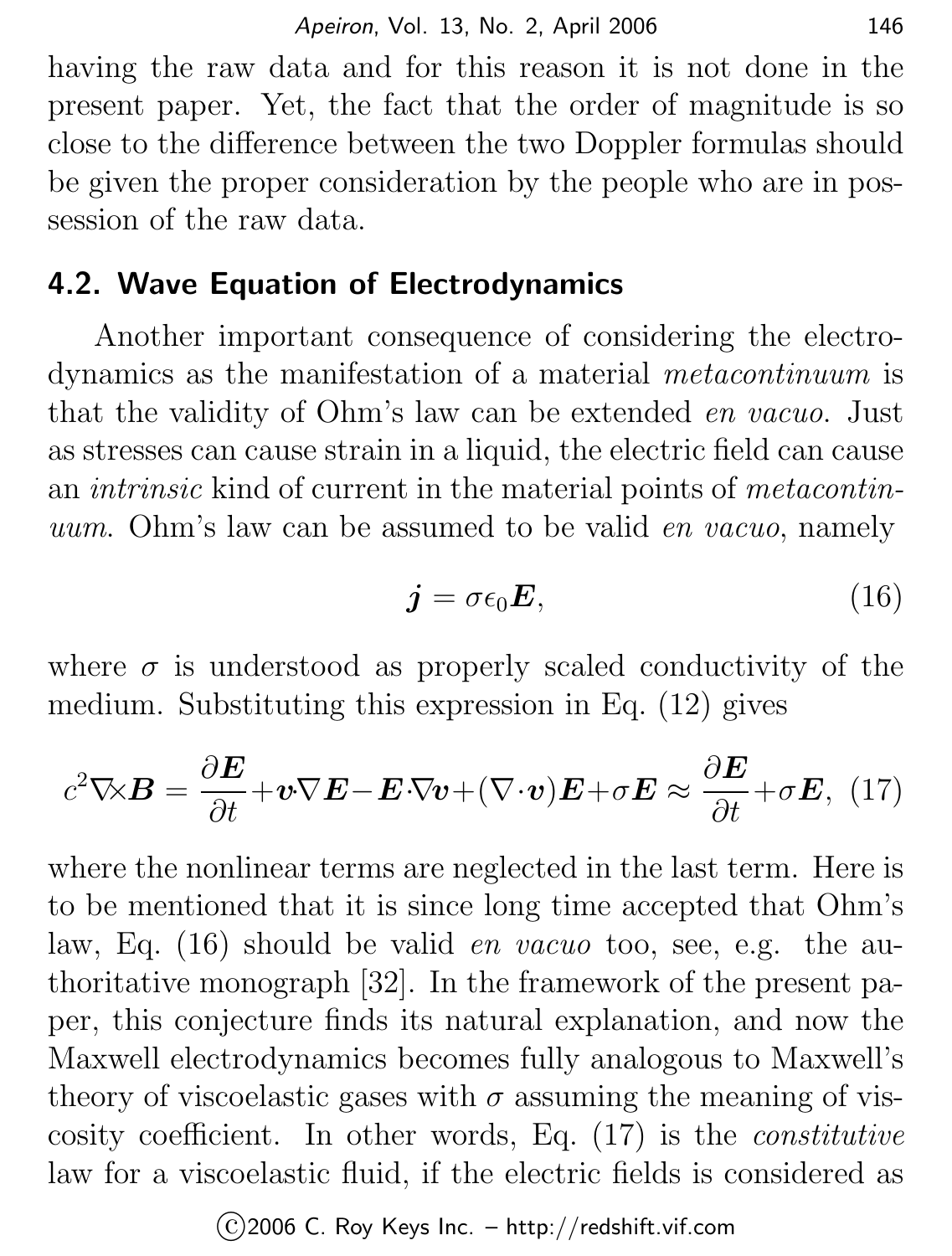having the raw data and for this reason it is not done in the present paper. Yet, the fact that the order of magnitude is so close to the difference between the two Doppler formulas should be given the proper consideration by the people who are in possession of the raw data.

### 4.2. Wave Equation of Electrodynamics

Another important consequence of considering the electrodynamics as the manifestation of a material *metacontinuum* is that the validity of Ohm's law can be extended *en vacuo*. Just as stresses can cause strain in a liquid, the electric field can cause an *intrinsic* kind of current in the material points of *metacontinuum*. Ohm's law can be assumed to be valid *en vacuo*, namely

$$\boldsymbol{j} = \sigma \epsilon_0 \boldsymbol{E}, \tag{16}$$

where $\sigma$ is understood as properly scaled conductivity of the medium. Substituting this expression in Eq. (12) gives

$$c^2 \nabla \times \boldsymbol{B} = \frac{\partial \boldsymbol{E}}{\partial t} + \boldsymbol{v} \nabla \boldsymbol{E} - \boldsymbol{E} \cdot \nabla \boldsymbol{v} + (\nabla \cdot \boldsymbol{v}) \boldsymbol{E} + \sigma \boldsymbol{E} \approx \frac{\partial \boldsymbol{E}}{\partial t} + \sigma \boldsymbol{E}, \tag{17}$$

where the nonlinear terms are neglected in the last term. Here is to be mentioned that it is since long time accepted that Ohm's law, Eq. (16) should be valid *en vacuo* too, see, e.g. the authoritative monograph [32]. In the framework of the present paper, this conjecture finds its natural explanation, and now the Maxwell electrodynamics becomes fully analogous to Maxwell's theory of viscoelastic gases with $\sigma$ assuming the meaning of viscosity coefficient. In other words, Eq. (17) is the *constitutive* law for a viscoelastic fluid, if the electric fields is considered as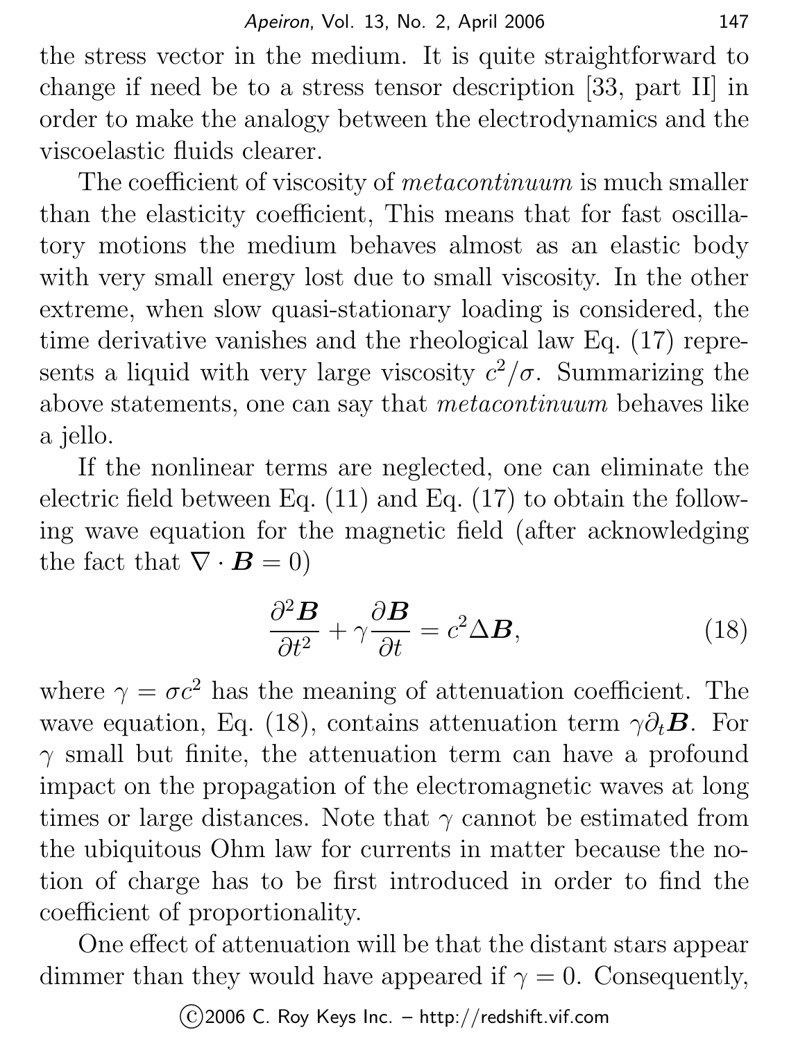the stress vector in the medium. It is quite straightforward to change if need be to a stress tensor description [33, part II] in order to make the analogy between the electrodynamics and the viscoelastic fluids clearer.

The coefficient of viscosity of *metacontinuum* is much smaller than the elasticity coefficient, This means that for fast oscillatory motions the medium behaves almost as an elastic body with very small energy lost due to small viscosity. In the other extreme, when slow quasi-stationary loading is considered, the time derivative vanishes and the rheological law Eq. (17) represents a liquid with very large viscosity $c^2/\sigma$. Summarizing the above statements, one can say that *metacontinuum* behaves like a jello.

If the nonlinear terms are neglected, one can eliminate the electric field between Eq. (11) and Eq. (17) to obtain the following wave equation for the magnetic field (after acknowledging the fact that $\nabla \cdot \boldsymbol{B} = 0$)

$$\frac{\partial^2 \boldsymbol{B}}{\partial t^2} + \gamma \frac{\partial \boldsymbol{B}}{\partial t} = c^2 \Delta \boldsymbol{B}, \tag{18}$$

where $\gamma = \sigma c^2$ has the meaning of attenuation coefficient. The wave equation, Eq. (18), contains attenuation term $\gamma \partial_t \boldsymbol{B}$. For $\gamma$ small but finite, the attenuation term can have a profound impact on the propagation of the electromagnetic waves at long times or large distances. Note that $\gamma$ cannot be estimated from the ubiquitous Ohm law for currents in matter because the notion of charge has to be first introduced in order to find the coefficient of proportionality.

One effect of attenuation will be that the distant stars appear dimmer than they would have appeared if $\gamma = 0$. Consequently,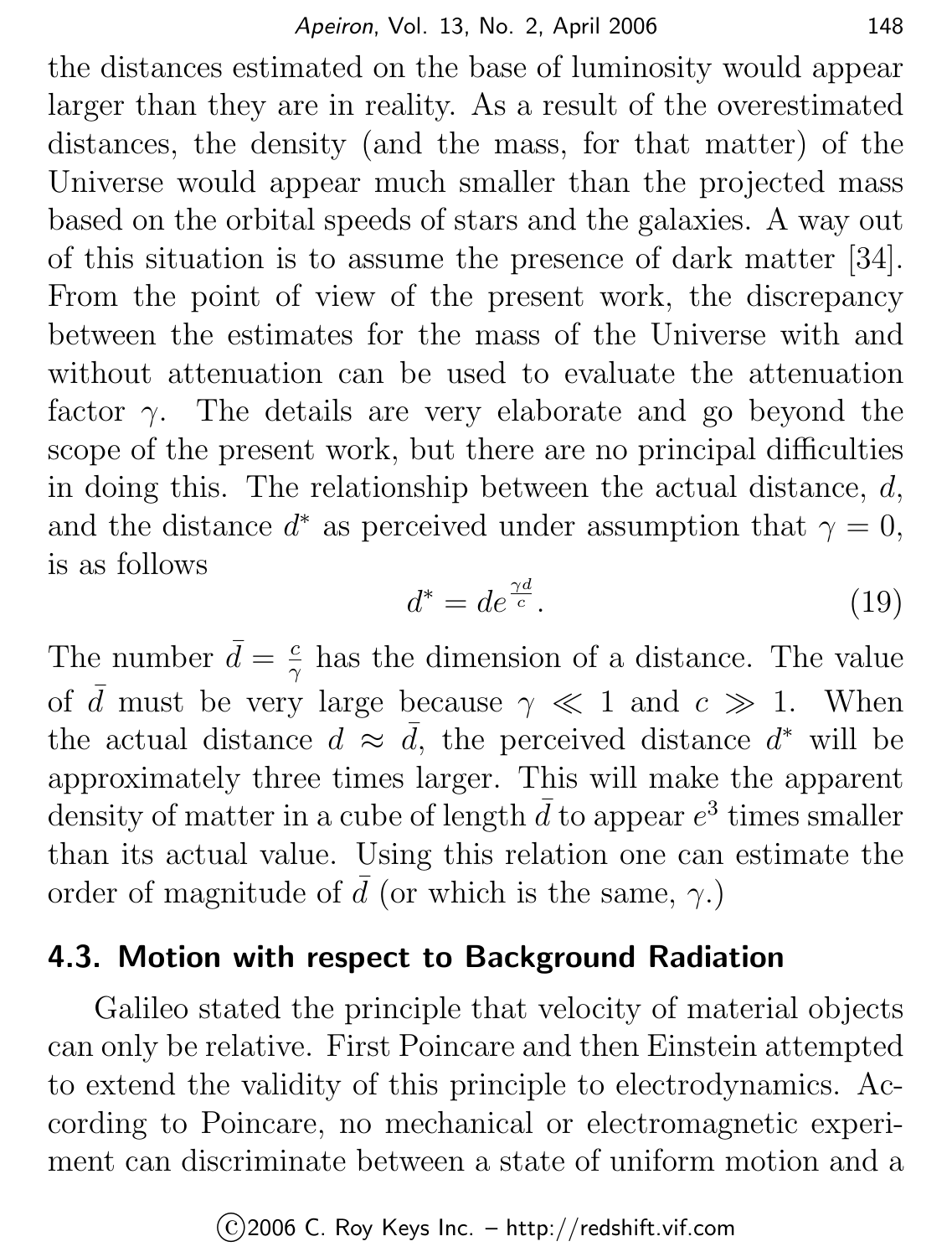the distances estimated on the base of luminosity would appear larger than they are in reality. As a result of the overestimated distances, the density (and the mass, for that matter) of the Universe would appear much smaller than the projected mass based on the orbital speeds of stars and the galaxies. A way out of this situation is to assume the presence of dark matter [34]. From the point of view of the present work, the discrepancy between the estimates for the mass of the Universe with and without attenuation can be used to evaluate the attenuation factor $\gamma$. The details are very elaborate and go beyond the scope of the present work, but there are no principal difficulties in doing this. The relationship between the actual distance, $d$, and the distance $d^*$ as perceived under assumption that $\gamma = 0$, is as follows

$$d^* = de^{\frac{\gamma d}{c}}. \tag{19}$$

The number $\bar{d} = \frac{c}{\gamma}$ has the dimension of a distance. The value of $\bar{d}$ must be very large because $\gamma \ll 1$ and $c \gg 1$. When the actual distance $d \approx \bar{d}$, the perceived distance $d^*$ will be approximately three times larger. This will make the apparent density of matter in a cube of length $\bar{d}$ to appear $e^3$ times smaller than its actual value. Using this relation one can estimate the order of magnitude of $\bar{d}$ (or which is the same, $\gamma$.)

### 4.3. Motion with respect to Background Radiation

Galileo stated the principle that velocity of material objects can only be relative. First Poincare and then Einstein attempted to extend the validity of this principle to electrodynamics. According to Poincare, no mechanical or electromagnetic experiment can discriminate between a state of uniform motion and a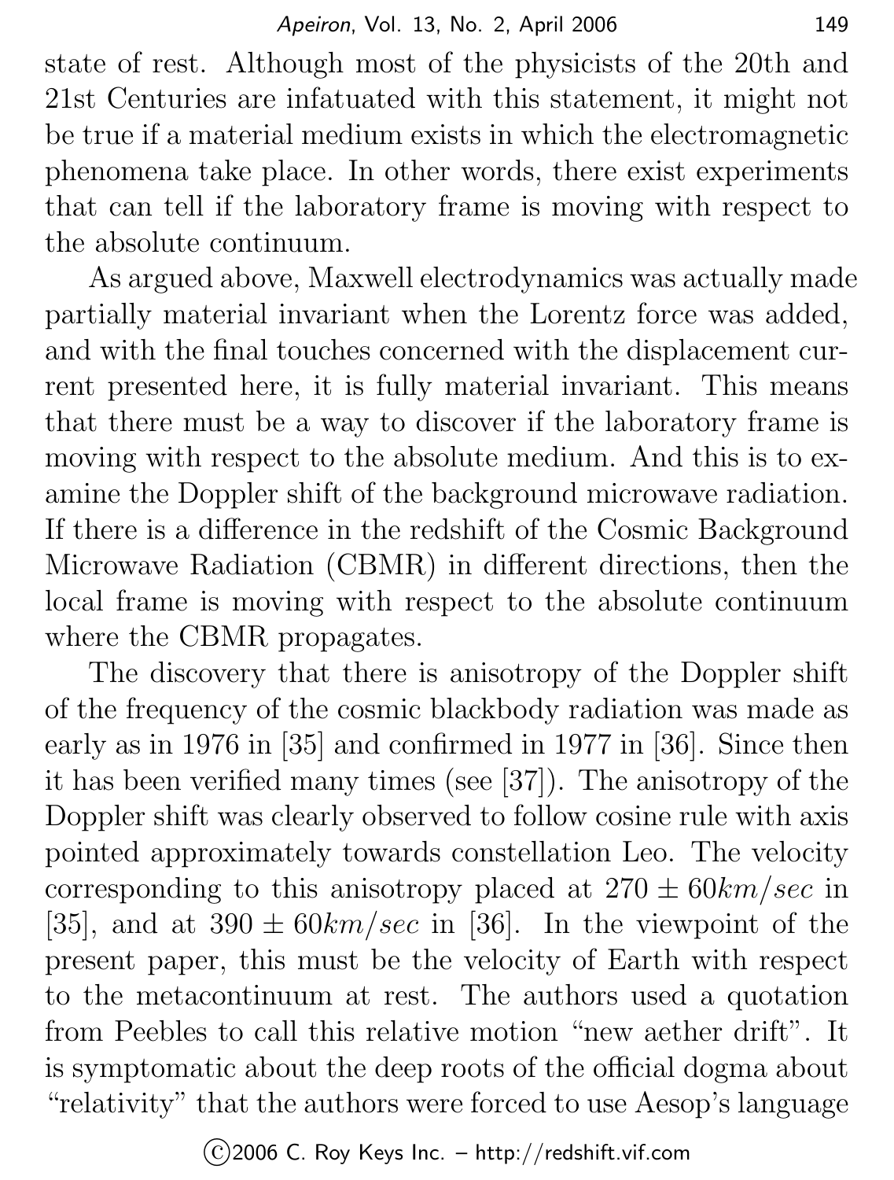state of rest. Although most of the physicists of the 20th and 21st Centuries are infatuated with this statement, it might not be true if a material medium exists in which the electromagnetic phenomena take place. In other words, there exist experiments that can tell if the laboratory frame is moving with respect to the absolute continuum.

As argued above, Maxwell electrodynamics was actually made partially material invariant when the Lorentz force was added, and with the final touches concerned with the displacement current presented here, it is fully material invariant. This means that there must be a way to discover if the laboratory frame is moving with respect to the absolute medium. And this is to examine the Doppler shift of the background microwave radiation. If there is a difference in the redshift of the Cosmic Background Microwave Radiation (CBMR) in different directions, then the local frame is moving with respect to the absolute continuum where the CBMR propagates.

The discovery that there is anisotropy of the Doppler shift of the frequency of the cosmic blackbody radiation was made as early as in 1976 in [35] and confirmed in 1977 in [36]. Since then it has been verified many times (see [37]). The anisotropy of the Doppler shift was clearly observed to follow cosine rule with axis pointed approximately towards constellation Leo. The velocity corresponding to this anisotropy placed at $270 \pm 60 km/sec$ in [35], and at $390 \pm 60 km/sec$ in [36]. In the viewpoint of the present paper, this must be the velocity of Earth with respect to the metacontinuum at rest. The authors used a quotation from Peebles to call this relative motion "new aether drift". It is symptomatic about the deep roots of the official dogma about "relativity" that the authors were forced to use Aesop's language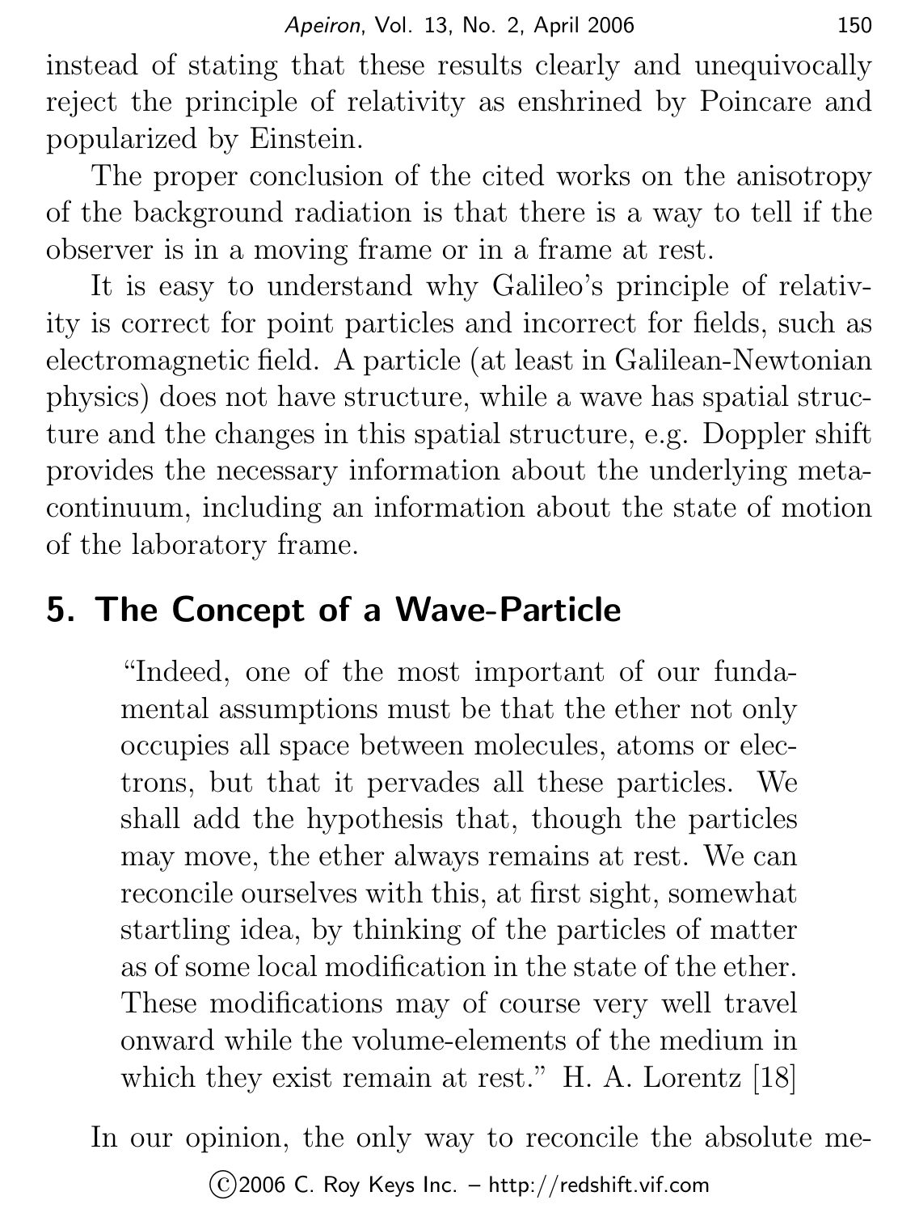instead of stating that these results clearly and unequivocally reject the principle of relativity as enshrined by Poincare and popularized by Einstein.

The proper conclusion of the cited works on the anisotropy of the background radiation is that there is a way to tell if the observer is in a moving frame or in a frame at rest.

It is easy to understand why Galileo's principle of relativity is correct for point particles and incorrect for fields, such as electromagnetic field. A particle (at least in Galilean-Newtonian physics) does not have structure, while a wave has spatial structure and the changes in this spatial structure, e.g. Doppler shift provides the necessary information about the underlying meta-continuum, including an information about the state of motion of the laboratory frame.

## 5. The Concept of a Wave-Particle

> "Indeed, one of the most important of our fundamental assumptions must be that the ether not only occupies all space between molecules, atoms or electrons, but that it pervades all these particles. We shall add the hypothesis that, though the particles may move, the ether always remains at rest. We can reconcile ourselves with this, at first sight, somewhat startling idea, by thinking of the particles of matter as of some local modification in the state of the ether. These modifications may of course very well travel onward while the volume-elements of the medium in which they exist remain at rest." H. A. Lorentz [18]

In our opinion, the only way to reconcile the absolute me-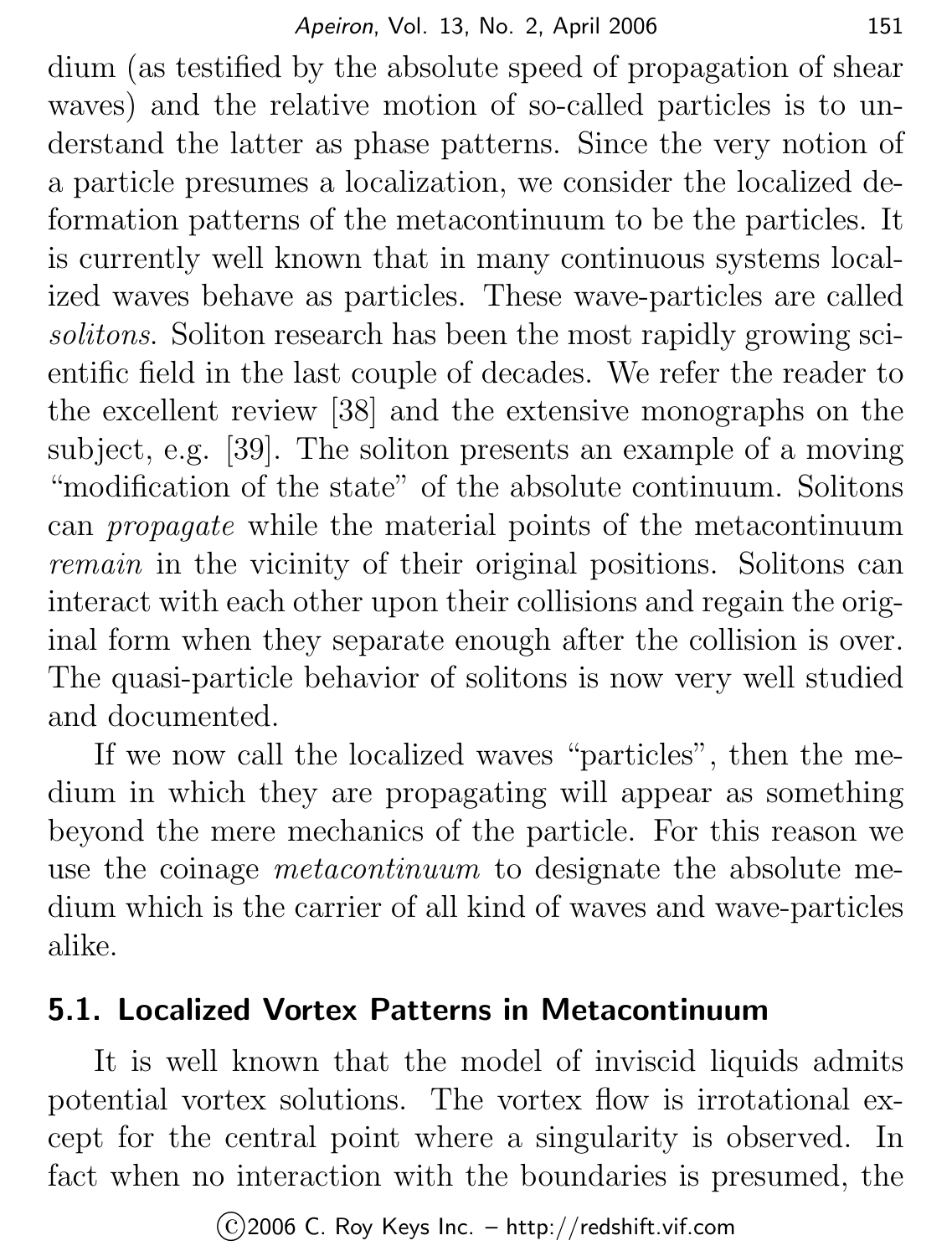dium (as testified by the absolute speed of propagation of shear waves) and the relative motion of so-called particles is to understand the latter as phase patterns. Since the very notion of a particle presumes a localization, we consider the localized deformation patterns of the metacontinuum to be the particles. It is currently well known that in many continuous systems localized waves behave as particles. These wave-particles are called *solitons*. Soliton research has been the most rapidly growing scientific field in the last couple of decades. We refer the reader to the excellent review [38] and the extensive monographs on the subject, e.g. [39]. The soliton presents an example of a moving "modification of the state" of the absolute continuum. Solitons can *propagate* while the material points of the metacontinuum *remain* in the vicinity of their original positions. Solitons can interact with each other upon their collisions and regain the original form when they separate enough after the collision is over. The quasi-particle behavior of solitons is now very well studied and documented.

If we now call the localized waves "particles", then the medium in which they are propagating will appear as something beyond the mere mechanics of the particle. For this reason we use the coinage *metacontinuum* to designate the absolute medium which is the carrier of all kind of waves and wave-particles alike.

## 5.1. Localized Vortex Patterns in Metacontinuum

It is well known that the model of inviscid liquids admits potential vortex solutions. The vortex flow is irrotational except for the central point where a singularity is observed. In fact when no interaction with the boundaries is presumed, the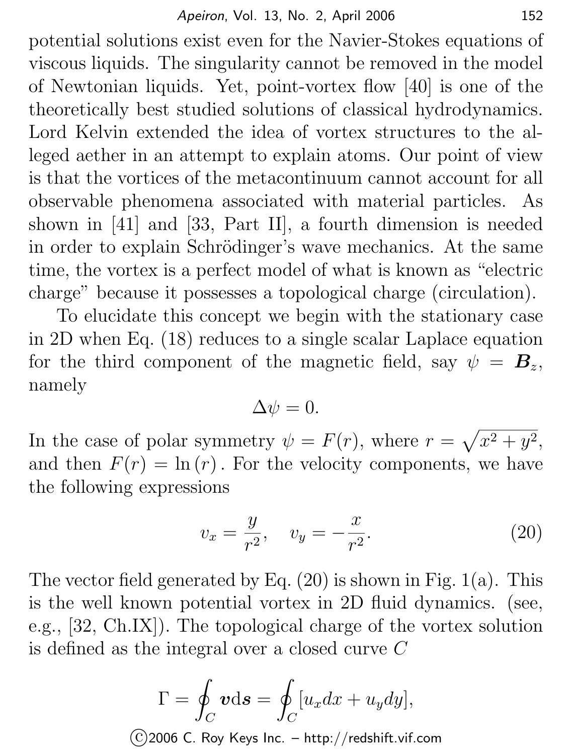potential solutions exist even for the Navier-Stokes equations of viscous liquids. The singularity cannot be removed in the model of Newtonian liquids. Yet, point-vortex flow [40] is one of the theoretically best studied solutions of classical hydrodynamics. Lord Kelvin extended the idea of vortex structures to the alleged aether in an attempt to explain atoms. Our point of view is that the vortices of the metacontinuum cannot account for all observable phenomena associated with material particles. As shown in [41] and [33, Part II], a fourth dimension is needed in order to explain Schrödinger's wave mechanics. At the same time, the vortex is a perfect model of what is known as "electric charge" because it possesses a topological charge (circulation).

To elucidate this concept we begin with the stationary case in 2D when Eq. (18) reduces to a single scalar Laplace equation for the third component of the magnetic field, say $\psi = \boldsymbol{B}_z$, namely

$$\Delta\psi = 0.$$

In the case of polar symmetry $\psi = F(r)$, where $r = \sqrt{x^2 + y^2}$, and then $F(r) = \ln(r)$. For the velocity components, we have the following expressions

$$v_x = \frac{y}{r^2}, \quad v_y = -\frac{x}{r^2}. \tag{20}$$

The vector field generated by Eq. (20) is shown in Fig. 1(a). This is the well known potential vortex in 2D fluid dynamics. (see, e.g., [32, Ch.IX]). The topological charge of the vortex solution is defined as the integral over a closed curve $C$

$$\Gamma = \oint_C \boldsymbol{v} \mathrm{d}\boldsymbol{s} = \oint_C [u_x dx + u_y dy],$$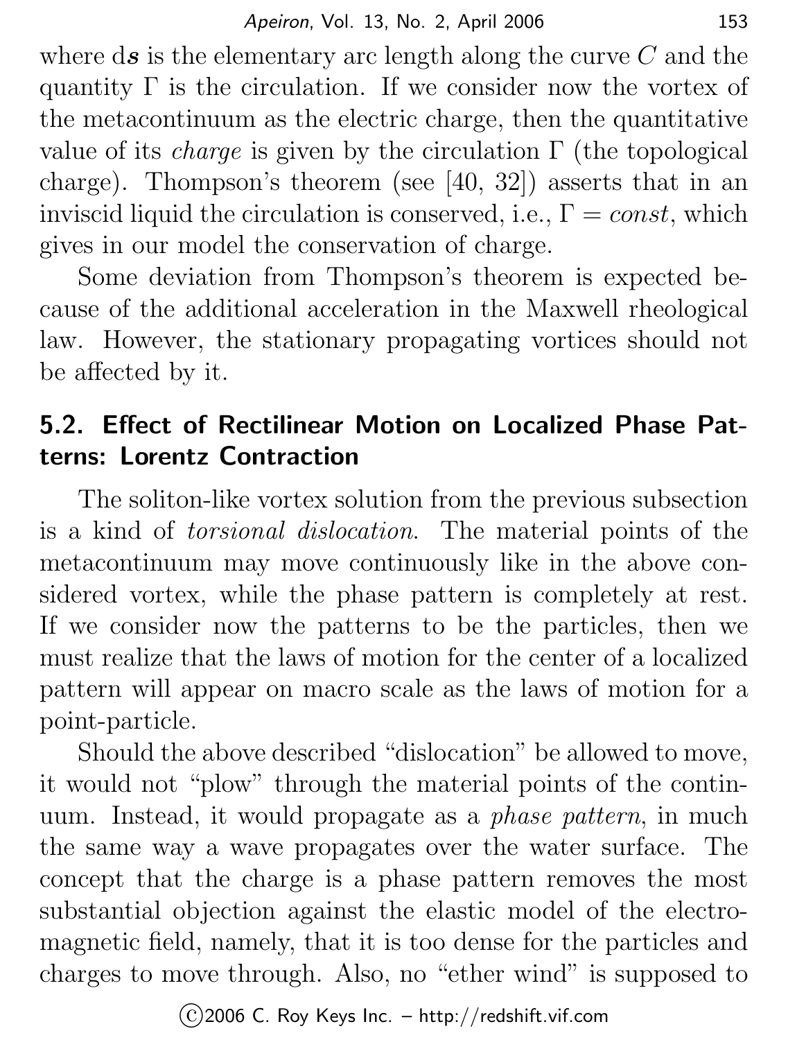where d$\boldsymbol{s}$ is the elementary arc length along the curve $C$ and the quantity $\Gamma$ is the circulation. If we consider now the vortex of the metacontinuum as the electric charge, then the quantitative value of its *charge* is given by the circulation $\Gamma$ (the topological charge). Thompson's theorem (see [40, 32]) asserts that in an inviscid liquid the circulation is conserved, i.e., $\Gamma = const$, which gives in our model the conservation of charge.

Some deviation from Thompson's theorem is expected because of the additional acceleration in the Maxwell rheological law. However, the stationary propagating vortices should not be affected by it.

## 5.2. Effect of Rectilinear Motion on Localized Phase Patterns: Lorentz Contraction

The soliton-like vortex solution from the previous subsection is a kind of *torsional dislocation*. The material points of the metacontinuum may move continuously like in the above considered vortex, while the phase pattern is completely at rest. If we consider now the patterns to be the particles, then we must realize that the laws of motion for the center of a localized pattern will appear on macro scale as the laws of motion for a point-particle.

Should the above described "dislocation" be allowed to move, it would not "plow" through the material points of the continuum. Instead, it would propagate as a *phase pattern*, in much the same way a wave propagates over the water surface. The concept that the charge is a phase pattern removes the most substantial objection against the elastic model of the electromagnetic field, namely, that it is too dense for the particles and charges to move through. Also, no "ether wind" is supposed to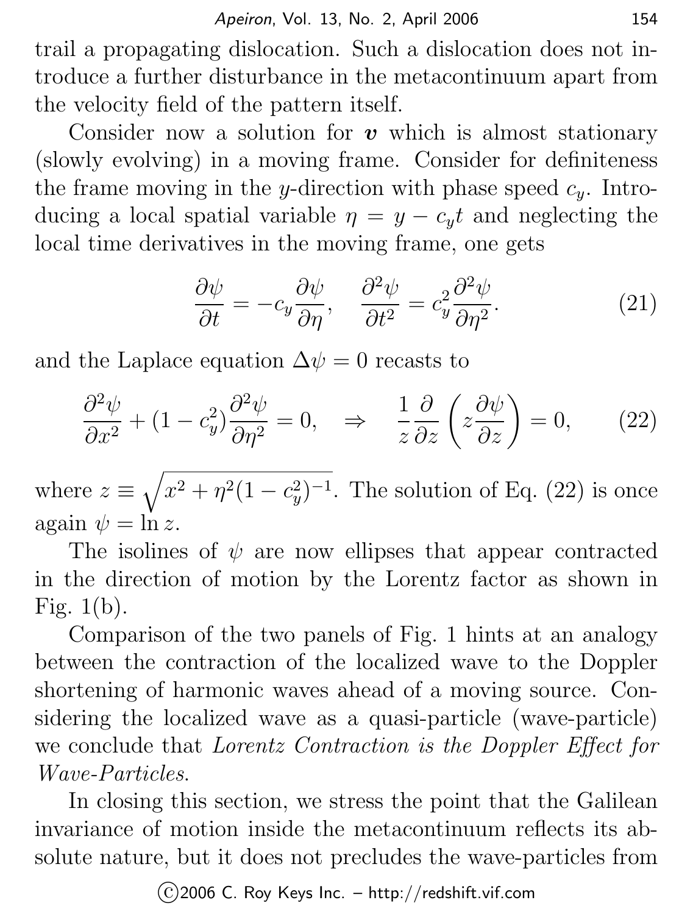trail a propagating dislocation. Such a dislocation does not introduce a further disturbance in the metacontinuum apart from the velocity field of the pattern itself.

Consider now a solution for $\boldsymbol{v}$ which is almost stationary (slowly evolving) in a moving frame. Consider for definiteness the frame moving in the $y$-direction with phase speed $c_y$. Introducing a local spatial variable $\eta = y - c_y t$ and neglecting the local time derivatives in the moving frame, one gets

$$\frac{\partial \psi}{\partial t} = -c_y \frac{\partial \psi}{\partial \eta}, \quad \frac{\partial^2 \psi}{\partial t^2} = c_y^2 \frac{\partial^2 \psi}{\partial \eta^2}. \tag{21}$$

and the Laplace equation $\Delta \psi = 0$ recasts to

$$\frac{\partial^2 \psi}{\partial x^2} + (1 - c_y^2) \frac{\partial^2 \psi}{\partial \eta^2} = 0, \quad \Rightarrow \quad \frac{1}{z} \frac{\partial}{\partial z} \left( z \frac{\partial \psi}{\partial z} \right) = 0, \tag{22}$$

where $z \equiv \sqrt{x^2 + \eta^2 (1 - c_y^2)^{-1}}$. The solution of Eq. (22) is once again $\psi = \ln z$.

The isolines of $\psi$ are now ellipses that appear contracted in the direction of motion by the Lorentz factor as shown in Fig. 1(b).

Comparison of the two panels of Fig. 1 hints at an analogy between the contraction of the localized wave to the Doppler shortening of harmonic waves ahead of a moving source. Considering the localized wave as a quasi-particle (wave-particle) we conclude that *Lorentz Contraction is the Doppler Effect for Wave-Particles*.

In closing this section, we stress the point that the Galilean invariance of motion inside the metacontinuum reflects its absolute nature, but it does not precludes the wave-particles from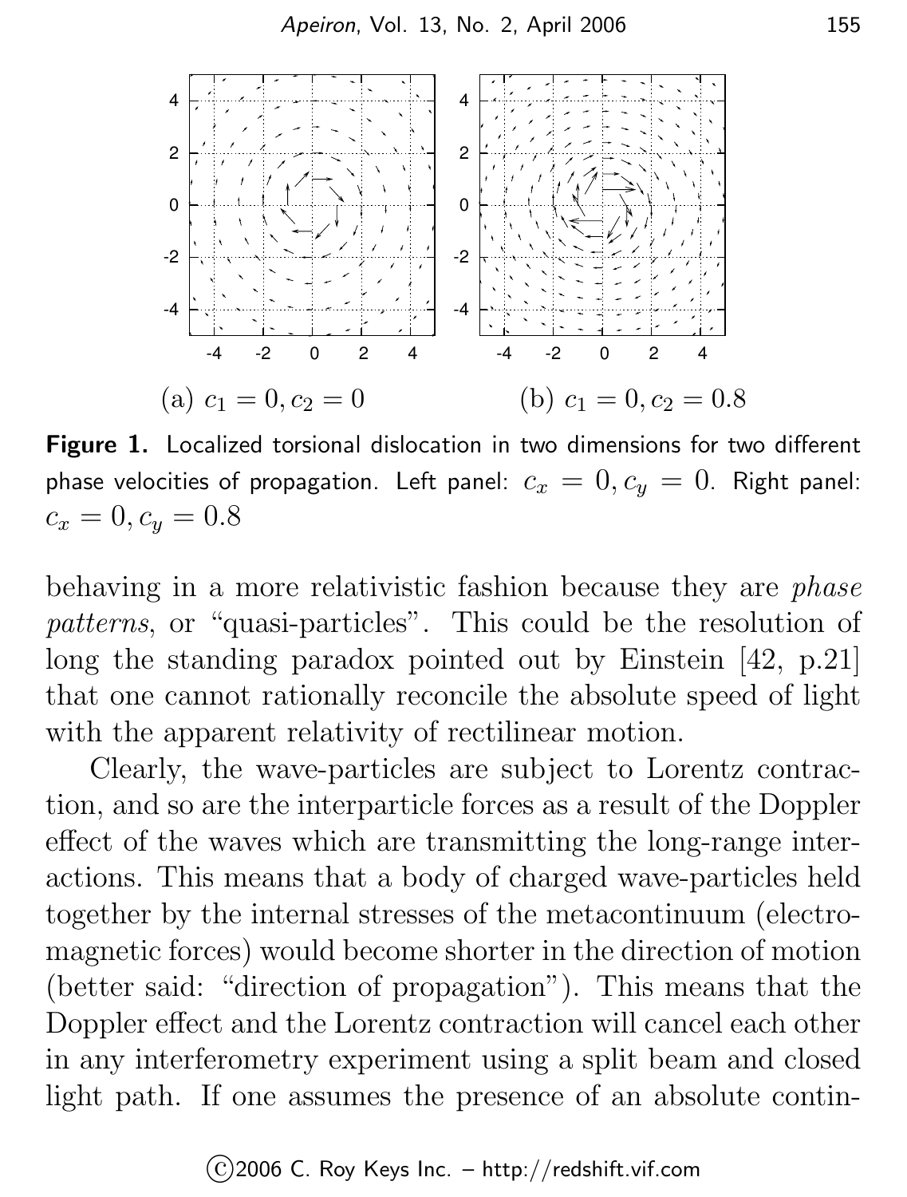(a) $c_1 = 0, c_2 = 0$

(b) $c_1 = 0, c_2 = 0.8$

**Figure 1.** Localized torsional dislocation in two dimensions for two different phase velocities of propagation. Left panel: $c_x = 0, c_y = 0$. Right panel: $c_x = 0, c_y = 0.8$

behaving in a more relativistic fashion because they are *phase patterns*, or "quasi-particles". This could be the resolution of long the standing paradox pointed out by Einstein [42, p.21] that one cannot rationally reconcile the absolute speed of light with the apparent relativity of rectilinear motion.

Clearly, the wave-particles are subject to Lorentz contraction, and so are the interparticle forces as a result of the Doppler effect of the waves which are transmitting the long-range interactions. This means that a body of charged wave-particles held together by the internal stresses of the metacontinuum (electromagnetic forces) would become shorter in the direction of motion (better said: "direction of propagation"). This means that the Doppler effect and the Lorentz contraction will cancel each other in any interferometry experiment using a split beam and closed light path. If one assumes the presence of an absolute contin-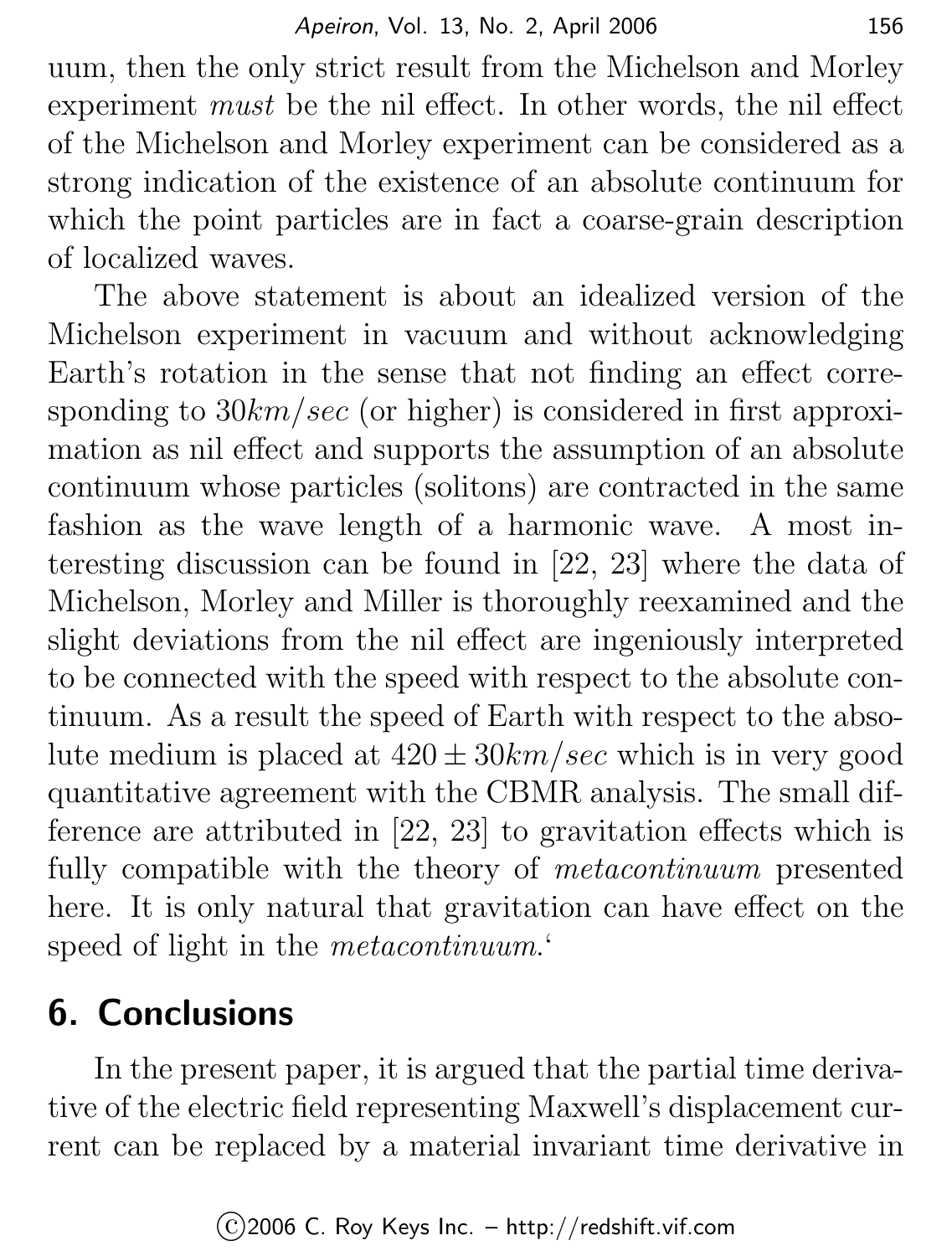uum, then the only strict result from the Michelson and Morley experiment *must* be the nil effect. In other words, the nil effect of the Michelson and Morley experiment can be considered as a strong indication of the existence of an absolute continuum for which the point particles are in fact a coarse-grain description of localized waves.

The above statement is about an idealized version of the Michelson experiment in vacuum and without acknowledging Earth's rotation in the sense that not finding an effect corresponding to $30km/sec$ (or higher) is considered in first approximation as nil effect and supports the assumption of an absolute continuum whose particles (solitons) are contracted in the same fashion as the wave length of a harmonic wave. A most interesting discussion can be found in [22, 23] where the data of Michelson, Morley and Miller is thoroughly reexamined and the slight deviations from the nil effect are ingeniously interpreted to be connected with the speed with respect to the absolute continuum. As a result the speed of Earth with respect to the absolute medium is placed at $420 \pm 30km/sec$ which is in very good quantitative agreement with the CBMR analysis. The small difference are attributed in [22, 23] to gravitation effects which is fully compatible with the theory of *metacontinuum* presented here. It is only natural that gravitation can have effect on the speed of light in the *metacontinuum*.'

## 6. Conclusions

In the present paper, it is argued that the partial time derivative of the electric field representing Maxwell's displacement current can be replaced by a material invariant time derivative in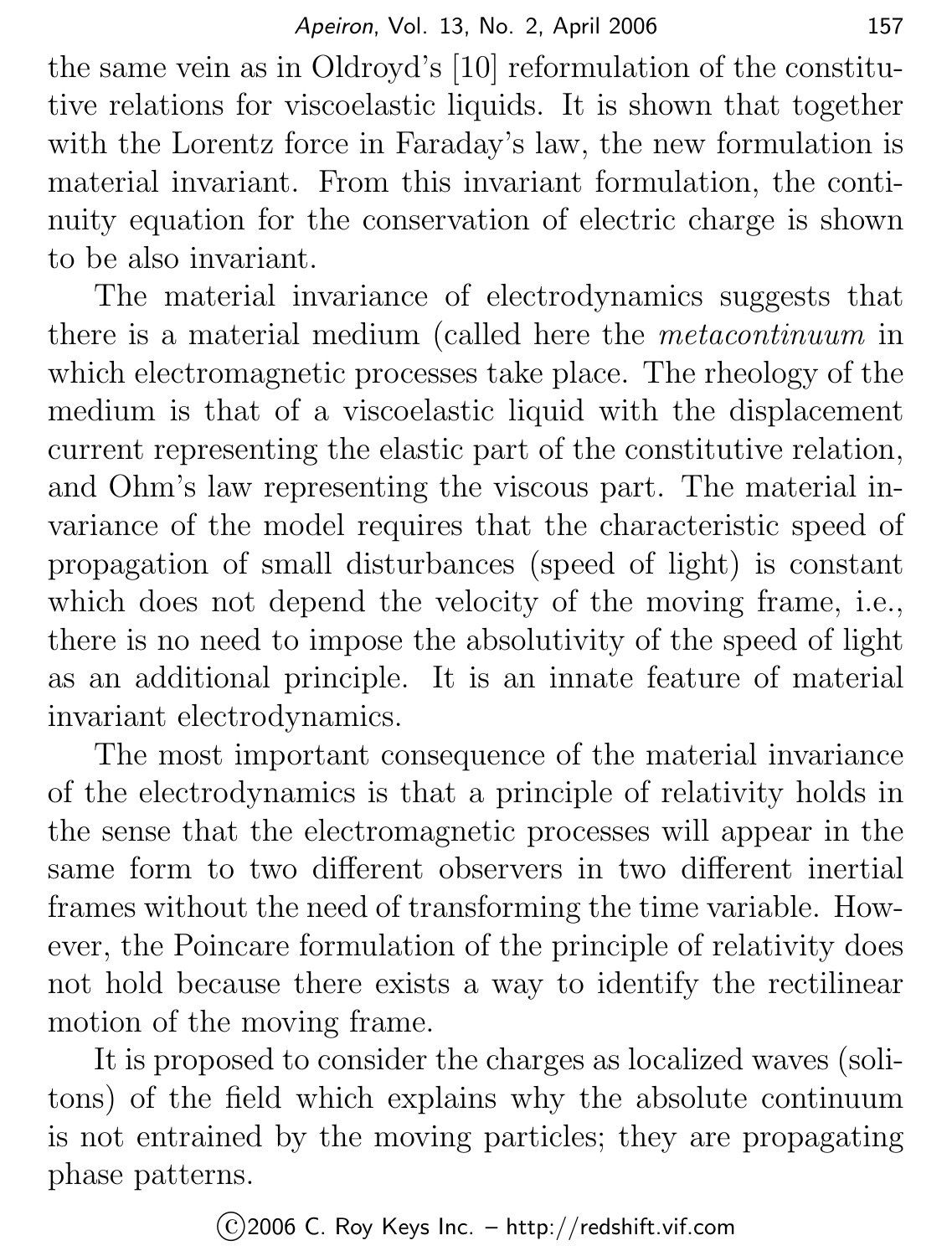the same vein as in Oldroyd's [10] reformulation of the constitutive relations for viscoelastic liquids. It is shown that together with the Lorentz force in Faraday's law, the new formulation is material invariant. From this invariant formulation, the continuity equation for the conservation of electric charge is shown to be also invariant.

The material invariance of electrodynamics suggests that there is a material medium (called here the *metacontinuum* in which electromagnetic processes take place. The rheology of the medium is that of a viscoelastic liquid with the displacement current representing the elastic part of the constitutive relation, and Ohm's law representing the viscous part. The material invariance of the model requires that the characteristic speed of propagation of small disturbances (speed of light) is constant which does not depend the velocity of the moving frame, i.e., there is no need to impose the absolutivity of the speed of light as an additional principle. It is an innate feature of material invariant electrodynamics.

The most important consequence of the material invariance of the electrodynamics is that a principle of relativity holds in the sense that the electromagnetic processes will appear in the same form to two different observers in two different inertial frames without the need of transforming the time variable. However, the Poincare formulation of the principle of relativity does not hold because there exists a way to identify the rectilinear motion of the moving frame.

It is proposed to consider the charges as localized waves (solitons) of the field which explains why the absolute continuum is not entrained by the moving particles; they are propagating phase patterns.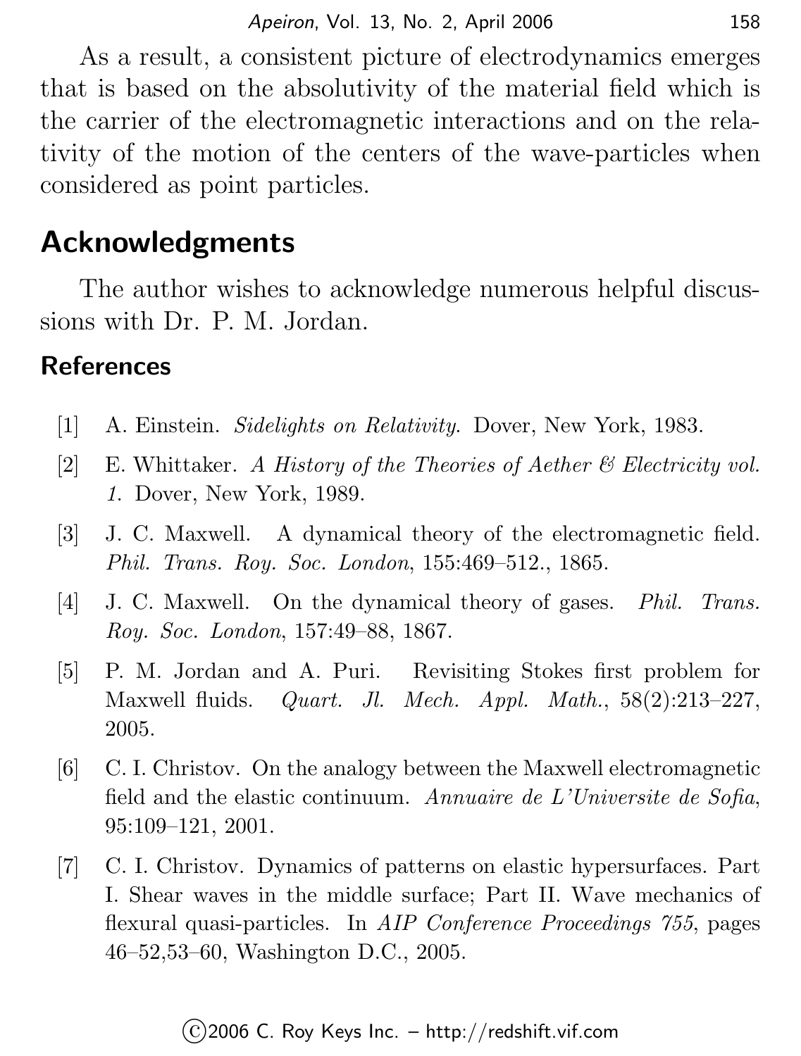As a result, a consistent picture of electrodynamics emerges that is based on the absolutivity of the material field which is the carrier of the electromagnetic interactions and on the relativity of the motion of the centers of the wave-particles when considered as point particles.

## Acknowledgments

The author wishes to acknowledge numerous helpful discussions with Dr. P. M. Jordan.

### References

[1] A. Einstein. *Sidelights on Relativity.* Dover, New York, 1983.

[2] E. Whittaker. *A History of the Theories of Aether & Electricity vol. 1.* Dover, New York, 1989.

[3] J. C. Maxwell. A dynamical theory of the electromagnetic field. *Phil. Trans. Roy. Soc. London*, 155:469–512., 1865.

[4] J. C. Maxwell. On the dynamical theory of gases. *Phil. Trans. Roy. Soc. London*, 157:49–88, 1867.

[5] P. M. Jordan and A. Puri. Revisiting Stokes first problem for Maxwell fluids. *Quart. Jl. Mech. Appl. Math.*, 58(2):213–227, 2005.

[6] C. I. Christov. On the analogy between the Maxwell electromagnetic field and the elastic continuum. *Annuaire de L'Universite de Sofia*, 95:109–121, 2001.

[7] C. I. Christov. Dynamics of patterns on elastic hypersurfaces. Part I. Shear waves in the middle surface; Part II. Wave mechanics of flexural quasi-particles. In *AIP Conference Proceedings 755*, pages 46–52,53–60, Washington D.C., 2005.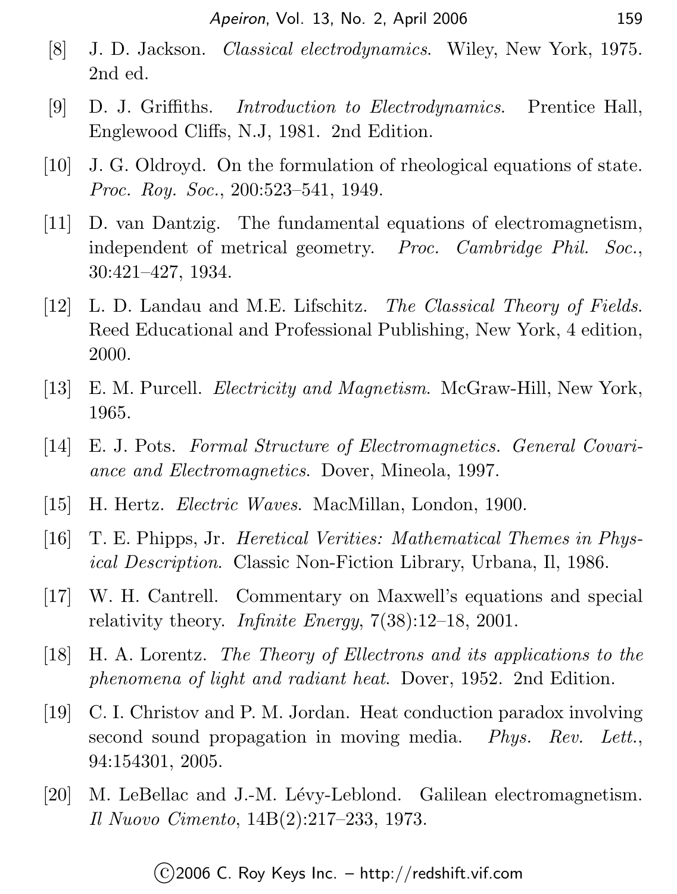[8] J. D. Jackson. *Classical electrodynamics*. Wiley, New York, 1975. 2nd ed.

[9] D. J. Griffiths. *Introduction to Electrodynamics*. Prentice Hall, Englewood Cliffs, N.J, 1981. 2nd Edition.

[10] J. G. Oldroyd. On the formulation of rheological equations of state. *Proc. Roy. Soc.*, 200:523–541, 1949.

[11] D. van Dantzig. The fundamental equations of electromagnetism, independent of metrical geometry. *Proc. Cambridge Phil. Soc.*, 30:421–427, 1934.

[12] L. D. Landau and M.E. Lifschitz. *The Classical Theory of Fields*. Reed Educational and Professional Publishing, New York, 4 edition, 2000.

[13] E. M. Purcell. *Electricity and Magnetism*. McGraw-Hill, New York, 1965.

[14] E. J. Pots. *Formal Structure of Electromagnetics. General Covariance and Electromagnetics*. Dover, Mineola, 1997.

[15] H. Hertz. *Electric Waves*. MacMillan, London, 1900.

[16] T. E. Phipps, Jr. *Heretical Verities: Mathematical Themes in Physical Description*. Classic Non-Fiction Library, Urbana, Il, 1986.

[17] W. H. Cantrell. Commentary on Maxwell's equations and special relativity theory. *Infinite Energy*, 7(38):12–18, 2001.

[18] H. A. Lorentz. *The Theory of Ellectrons and its applications to the phenomena of light and radiant heat*. Dover, 1952. 2nd Edition.

[19] C. I. Christov and P. M. Jordan. Heat conduction paradox involving second sound propagation in moving media. *Phys. Rev. Lett.*, 94:154301, 2005.

[20] M. LeBellac and J.-M. Lévy-Leblond. Galilean electromagnetism. *Il Nuovo Cimento*, 14B(2):217–233, 1973.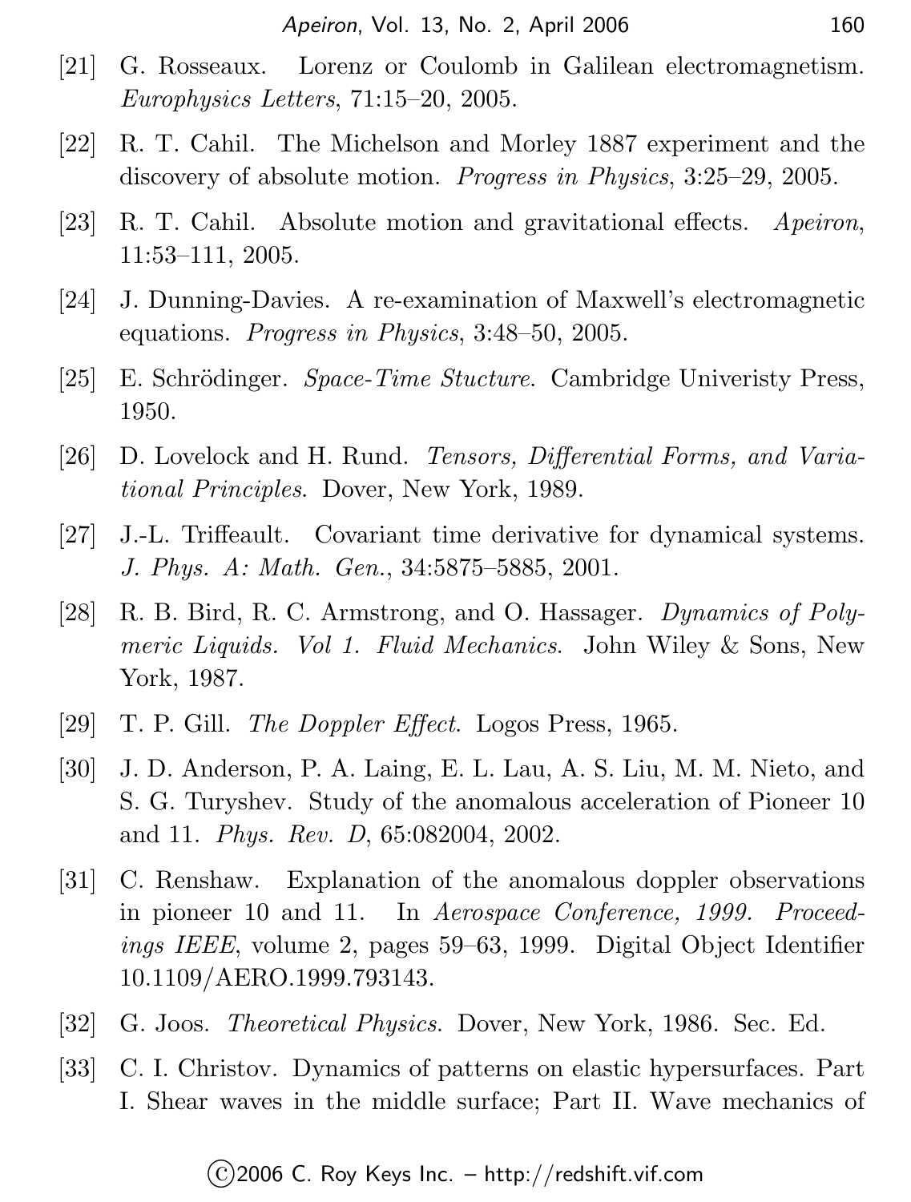[21] G. Rosseaux. Lorenz or Coulomb in Galilean electromagnetism. *Europhysics Letters*, 71:15–20, 2005.

[22] R. T. Cahil. The Michelson and Morley 1887 experiment and the discovery of absolute motion. *Progress in Physics*, 3:25–29, 2005.

[23] R. T. Cahil. Absolute motion and gravitational effects. *Apeiron*, 11:53–111, 2005.

[24] J. Dunning-Davies. A re-examination of Maxwell's electromagnetic equations. *Progress in Physics*, 3:48–50, 2005.

[25] E. Schrödinger. *Space-Time Stucture*. Cambridge Univeristy Press, 1950.

[26] D. Lovelock and H. Rund. *Tensors, Differential Forms, and Variational Principles*. Dover, New York, 1989.

[27] J.-L. Triffeault. Covariant time derivative for dynamical systems. *J. Phys. A: Math. Gen.*, 34:5875–5885, 2001.

[28] R. B. Bird, R. C. Armstrong, and O. Hassager. *Dynamics of Polymeric Liquids. Vol 1. Fluid Mechanics*. John Wiley & Sons, New York, 1987.

[29] T. P. Gill. *The Doppler Effect*. Logos Press, 1965.

[30] J. D. Anderson, P. A. Laing, E. L. Lau, A. S. Liu, M. M. Nieto, and S. G. Turyshev. Study of the anomalous acceleration of Pioneer 10 and 11. *Phys. Rev. D*, 65:082004, 2002.

[31] C. Renshaw. Explanation of the anomalous doppler observations in pioneer 10 and 11. In *Aerospace Conference, 1999. Proceedings IEEE*, volume 2, pages 59–63, 1999. Digital Object Identifier 10.1109/AERO.1999.793143.

[32] G. Joos. *Theoretical Physics*. Dover, New York, 1986. Sec. Ed.

[33] C. I. Christov. Dynamics of patterns on elastic hypersurfaces. Part I. Shear waves in the middle surface; Part II. Wave mechanics of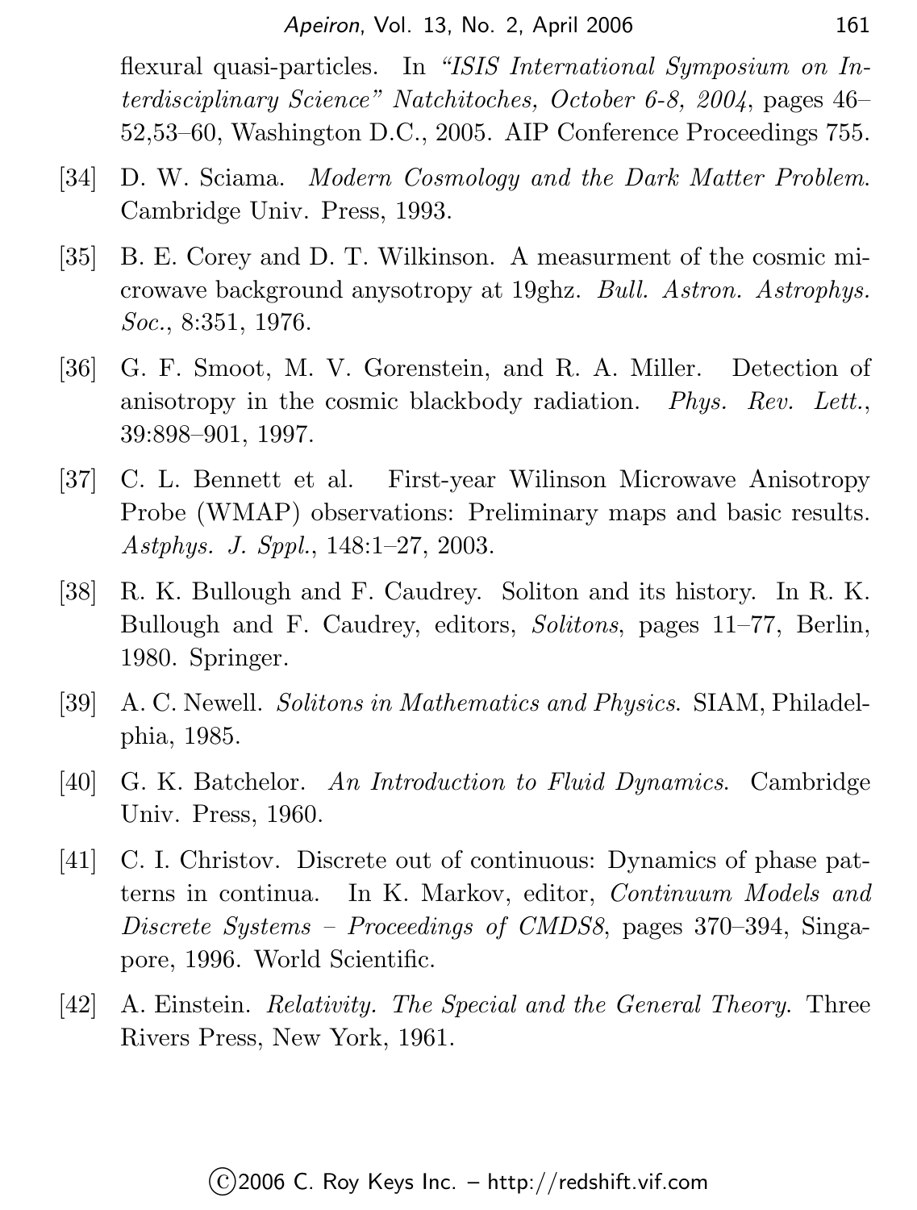flexural quasi-particles. In *"ISIS International Symposium on Interdisciplinary Science" Natchitoches, October 6-8, 2004*, pages 46–52,53–60, Washington D.C., 2005. AIP Conference Proceedings 755.

[34] D. W. Sciama. *Modern Cosmology and the Dark Matter Problem*. Cambridge Univ. Press, 1993.

[35] B. E. Corey and D. T. Wilkinson. A measurment of the cosmic microwave background anysotropy at 19ghz. *Bull. Astron. Astrophys. Soc.*, 8:351, 1976.

[36] G. F. Smoot, M. V. Gorenstein, and R. A. Miller. Detection of anisotropy in the cosmic blackbody radiation. *Phys. Rev. Lett.*, 39:898–901, 1997.

[37] C. L. Bennett et al. First-year Wilinson Microwave Anisotropy Probe (WMAP) observations: Preliminary maps and basic results. *Astphys. J. Sppl.*, 148:1–27, 2003.

[38] R. K. Bullough and F. Caudrey. Soliton and its history. In R. K. Bullough and F. Caudrey, editors, *Solitons*, pages 11–77, Berlin, 1980. Springer.

[39] A. C. Newell. *Solitons in Mathematics and Physics*. SIAM, Philadelphia, 1985.

[40] G. K. Batchelor. *An Introduction to Fluid Dynamics*. Cambridge Univ. Press, 1960.

[41] C. I. Christov. Discrete out of continuous: Dynamics of phase patterns in continua. In K. Markov, editor, *Continuum Models and Discrete Systems – Proceedings of CMDS8*, pages 370–394, Singapore, 1996. World Scientific.

[42] A. Einstein. *Relativity. The Special and the General Theory*. Three Rivers Press, New York, 1961.